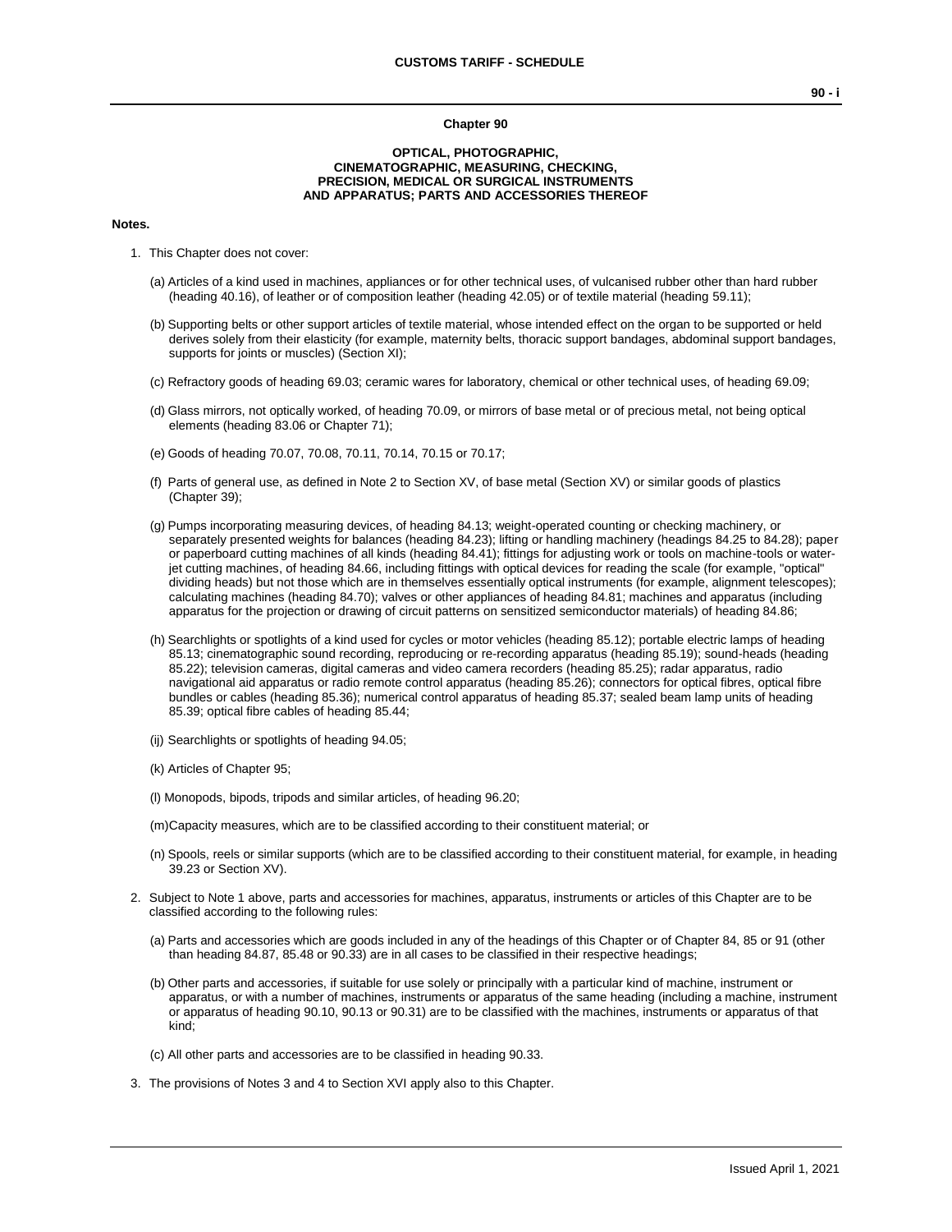# Chapter 90

## OPTICAL, PHOTOGRAPHIC, CINEMATOGRAPHIC, MEASURING, CHECKING, PRECISION, MEDICAL OR SURGICAL INSTRUMENTS AND APPARATUS; PARTS AND ACCESSORIES THEREOF

**Notes.**

1. This Chapter does not cover:

   (a) Articles of a kind used in machines, appliances or for other technical uses, of vulcanised rubber other than hard rubber (heading 40.16), of leather or of composition leather (heading 42.05) or of textile material (heading 59.11);

   (b) Supporting belts or other support articles of textile material, whose intended effect on the organ to be supported or held derives solely from their elasticity (for example, maternity belts, thoracic support bandages, abdominal support bandages, supports for joints or muscles) (Section XI);

   (c) Refractory goods of heading 69.03; ceramic wares for laboratory, chemical or other technical uses, of heading 69.09;

   (d) Glass mirrors, not optically worked, of heading 70.09, or mirrors of base metal or of precious metal, not being optical elements (heading 83.06 or Chapter 71);

   (e) Goods of heading 70.07, 70.08, 70.11, 70.14, 70.15 or 70.17;

   (f) Parts of general use, as defined in Note 2 to Section XV, of base metal (Section XV) or similar goods of plastics (Chapter 39);

   (g) Pumps incorporating measuring devices, of heading 84.13; weight-operated counting or checking machinery, or separately presented weights for balances (heading 84.23); lifting or handling machinery (headings 84.25 to 84.28); paper or paperboard cutting machines of all kinds (heading 84.41); fittings for adjusting work or tools on machine-tools or water-jet cutting machines, of heading 84.66, including fittings with optical devices for reading the scale (for example, "optical" dividing heads) but not those which are in themselves essentially optical instruments (for example, alignment telescopes); calculating machines (heading 84.70); valves or other appliances of heading 84.81; machines and apparatus (including apparatus for the projection or drawing of circuit patterns on sensitized semiconductor materials) of heading 84.86;

   (h) Searchlights or spotlights of a kind used for cycles or motor vehicles (heading 85.12); portable electric lamps of heading 85.13; cinematographic sound recording, reproducing or re-recording apparatus (heading 85.19); sound-heads (heading 85.22); television cameras, digital cameras and video camera recorders (heading 85.25); radar apparatus, radio navigational aid apparatus or radio remote control apparatus (heading 85.26); connectors for optical fibres, optical fibre bundles or cables (heading 85.36); numerical control apparatus of heading 85.37; sealed beam lamp units of heading 85.39; optical fibre cables of heading 85.44;

   (ij) Searchlights or spotlights of heading 94.05;

   (k) Articles of Chapter 95;

   (l) Monopods, bipods, tripods and similar articles, of heading 96.20;

   (m) Capacity measures, which are to be classified according to their constituent material; or

   (n) Spools, reels or similar supports (which are to be classified according to their constituent material, for example, in heading 39.23 or Section XV).

2. Subject to Note 1 above, parts and accessories for machines, apparatus, instruments or articles of this Chapter are to be classified according to the following rules:

   (a) Parts and accessories which are goods included in any of the headings of this Chapter or of Chapter 84, 85 or 91 (other than heading 84.87, 85.48 or 90.33) are in all cases to be classified in their respective headings;

   (b) Other parts and accessories, if suitable for use solely or principally with a particular kind of machine, instrument or apparatus, or with a number of machines, instruments or apparatus of the same heading (including a machine, instrument or apparatus of heading 90.10, 90.13 or 90.31) are to be classified with the machines, instruments or apparatus of that kind;

   (c) All other parts and accessories are to be classified in heading 90.33.

3. The provisions of Notes 3 and 4 to Section XVI apply also to this Chapter.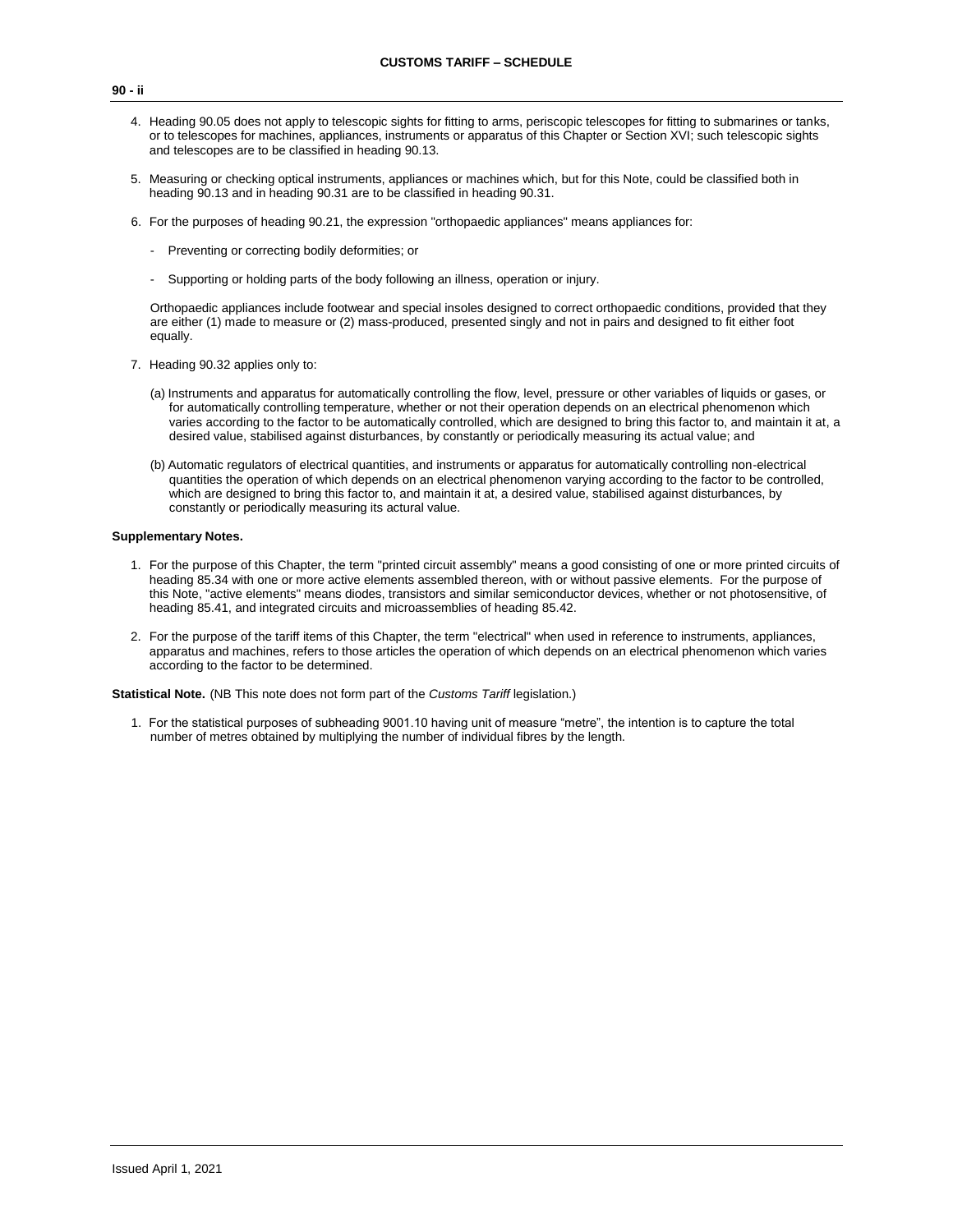4. Heading 90.05 does not apply to telescopic sights for fitting to arms, periscopic telescopes for fitting to submarines or tanks, or to telescopes for machines, appliances, instruments or apparatus of this Chapter or Section XVI; such telescopic sights and telescopes are to be classified in heading 90.13.

5. Measuring or checking optical instruments, appliances or machines which, but for this Note, could be classified both in heading 90.13 and in heading 90.31 are to be classified in heading 90.31.

6. For the purposes of heading 90.21, the expression "orthopaedic appliances" means appliances for:

   - Preventing or correcting bodily deformities; or

   - Supporting or holding parts of the body following an illness, operation or injury.

   Orthopaedic appliances include footwear and special insoles designed to correct orthopaedic conditions, provided that they are either (1) made to measure or (2) mass-produced, presented singly and not in pairs and designed to fit either foot equally.

7. Heading 90.32 applies only to:

   (a) Instruments and apparatus for automatically controlling the flow, level, pressure or other variables of liquids or gases, or for automatically controlling temperature, whether or not their operation depends on an electrical phenomenon which varies according to the factor to be automatically controlled, which are designed to bring this factor to, and maintain it at, a desired value, stabilised against disturbances, by constantly or periodically measuring its actual value; and

   (b) Automatic regulators of electrical quantities, and instruments or apparatus for automatically controlling non-electrical quantities the operation of which depends on an electrical phenomenon varying according to the factor to be controlled, which are designed to bring this factor to, and maintain it at, a desired value, stabilised against disturbances, by constantly or periodically measuring its actural value.

**Supplementary Notes.**

1. For the purpose of this Chapter, the term "printed circuit assembly" means a good consisting of one or more printed circuits of heading 85.34 with one or more active elements assembled thereon, with or without passive elements. For the purpose of this Note, "active elements" means diodes, transistors and similar semiconductor devices, whether or not photosensitive, of heading 85.41, and integrated circuits and microassemblies of heading 85.42.

2. For the purpose of the tariff items of this Chapter, the term "electrical" when used in reference to instruments, appliances, apparatus and machines, refers to those articles the operation of which depends on an electrical phenomenon which varies according to the factor to be determined.

**Statistical Note.** (NB This note does not form part of the *Customs Tariff* legislation.)

1. For the statistical purposes of subheading 9001.10 having unit of measure "metre", the intention is to capture the total number of metres obtained by multiplying the number of individual fibres by the length.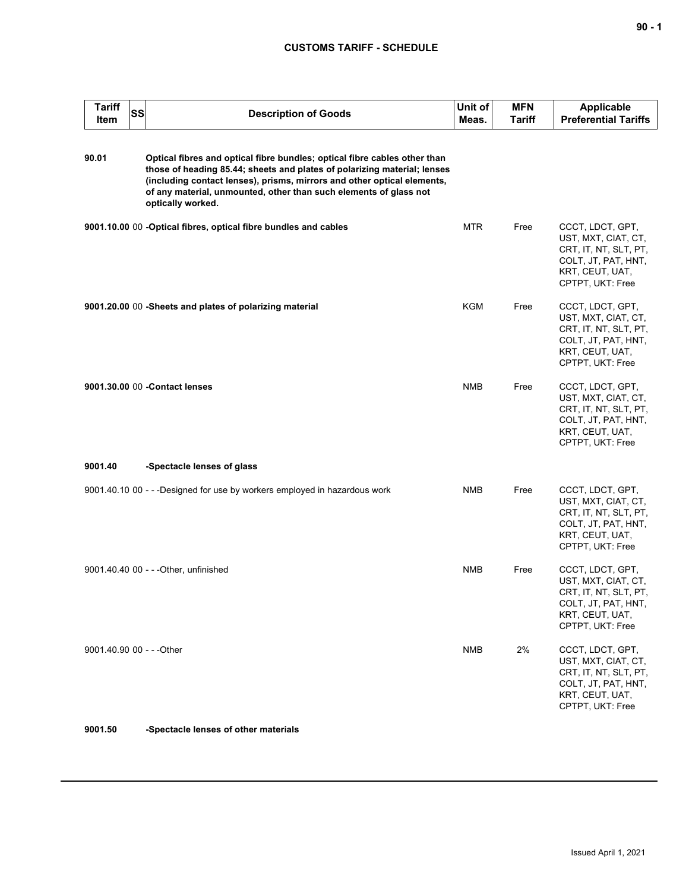## CUSTOMS TARIFF - SCHEDULE

| Tariff Item | SS | Description of Goods | Unit of Meas. | MFN Tariff | Applicable Preferential Tariffs |
|---|---|---|---|---|---|
| 90.01 | | **Optical fibres and optical fibre bundles; optical fibre cables other than those of heading 85.44; sheets and plates of polarizing material; lenses (including contact lenses), prisms, mirrors and other optical elements, of any material, unmounted, other than such elements of glass not optically worked.** | | | |
| **9001.10.00** | 00 | **-Optical fibres, optical fibre bundles and cables** | MTR | Free | CCCT, LDCT, GPT, UST, MXT, CIAT, CT, CRT, IT, NT, SLT, PT, COLT, JT, PAT, HNT, KRT, CEUT, UAT, CPTPT, UKT: Free |
| **9001.20.00** | 00 | **-Sheets and plates of polarizing material** | KGM | Free | CCCT, LDCT, GPT, UST, MXT, CIAT, CT, CRT, IT, NT, SLT, PT, COLT, JT, PAT, HNT, KRT, CEUT, UAT, CPTPT, UKT: Free |
| **9001.30.00** | 00 | **-Contact lenses** | NMB | Free | CCCT, LDCT, GPT, UST, MXT, CIAT, CT, CRT, IT, NT, SLT, PT, COLT, JT, PAT, HNT, KRT, CEUT, UAT, CPTPT, UKT: Free |
| **9001.40** | | **-Spectacle lenses of glass** | | | |
| 9001.40.10 | 00 | - - -Designed for use by workers employed in hazardous work | NMB | Free | CCCT, LDCT, GPT, UST, MXT, CIAT, CT, CRT, IT, NT, SLT, PT, COLT, JT, PAT, HNT, KRT, CEUT, UAT, CPTPT, UKT: Free |
| 9001.40.40 | 00 | - - -Other, unfinished | NMB | Free | CCCT, LDCT, GPT, UST, MXT, CIAT, CT, CRT, IT, NT, SLT, PT, COLT, JT, PAT, HNT, KRT, CEUT, UAT, CPTPT, UKT: Free |
| 9001.40.90 | 00 | - - -Other | NMB | 2% | CCCT, LDCT, GPT, UST, MXT, CIAT, CT, CRT, IT, NT, SLT, PT, COLT, JT, PAT, HNT, KRT, CEUT, UAT, CPTPT, UKT: Free |
| **9001.50** | | **-Spectacle lenses of other materials** | | | |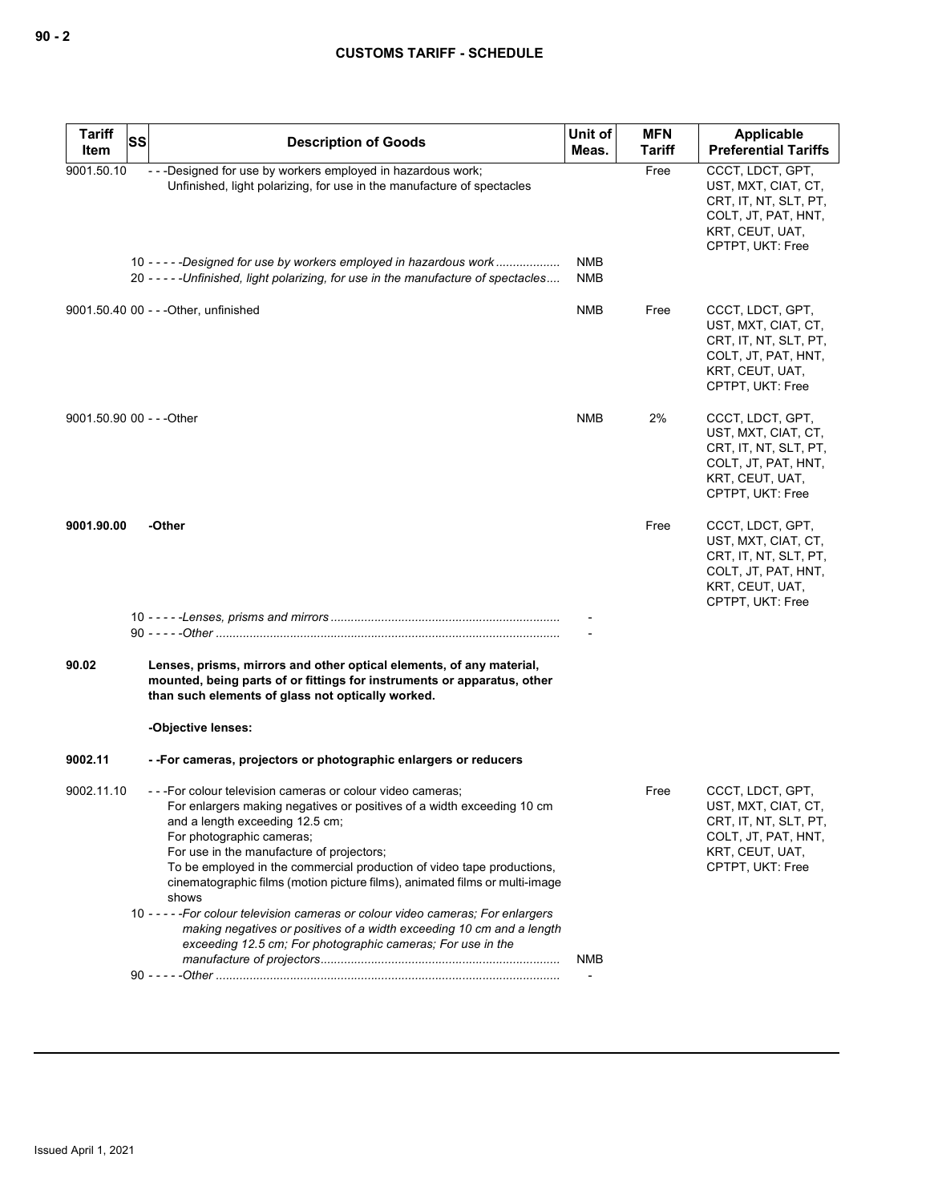| Tariff Item | SS | Description of Goods | Unit of Meas. | MFN Tariff | Applicable Preferential Tariffs |
|---|---|---|---|---|---|
| 9001.50.10 | | - - -Designed for use by workers employed in hazardous work; Unfinished, light polarizing, for use in the manufacture of spectacles | | Free | CCCT, LDCT, GPT, UST, MXT, CIAT, CT, CRT, IT, NT, SLT, PT, COLT, JT, PAT, HNT, KRT, CEUT, UAT, CPTPT, UKT: Free |
| | 10 | - - - - -*Designed for use by workers employed in hazardous work* | NMB | | |
| | 20 | - - - - -*Unfinished, light polarizing, for use in the manufacture of spectacles* | NMB | | |
| 9001.50.40 | 00 | - - -Other, unfinished | NMB | Free | CCCT, LDCT, GPT, UST, MXT, CIAT, CT, CRT, IT, NT, SLT, PT, COLT, JT, PAT, HNT, KRT, CEUT, UAT, CPTPT, UKT: Free |
| 9001.50.90 | 00 | - - -Other | NMB | 2% | CCCT, LDCT, GPT, UST, MXT, CIAT, CT, CRT, IT, NT, SLT, PT, COLT, JT, PAT, HNT, KRT, CEUT, UAT, CPTPT, UKT: Free |
| **9001.90.00** | | **-Other** | | Free | CCCT, LDCT, GPT, UST, MXT, CIAT, CT, CRT, IT, NT, SLT, PT, COLT, JT, PAT, HNT, KRT, CEUT, UAT, CPTPT, UKT: Free |
| | 10 | - - - - -*Lenses, prisms and mirrors* | - | | |
| | 90 | - - - - -*Other* | - | | |
| **90.02** | | **Lenses, prisms, mirrors and other optical elements, of any material, mounted, being parts of or fittings for instruments or apparatus, other than such elements of glass not optically worked.** | | | |
| | | **-Objective lenses:** | | | |
| **9002.11** | | **- -For cameras, projectors or photographic enlargers or reducers** | | | |
| 9002.11.10 | | - - -For colour television cameras or colour video cameras; For enlargers making negatives or positives of a width exceeding 10 cm and a length exceeding 12.5 cm; For photographic cameras; For use in the manufacture of projectors; To be employed in the commercial production of video tape productions, cinematographic films (motion picture films), animated films or multi-image shows | | Free | CCCT, LDCT, GPT, UST, MXT, CIAT, CT, CRT, IT, NT, SLT, PT, COLT, JT, PAT, HNT, KRT, CEUT, UAT, CPTPT, UKT: Free |
| | 10 | - - - - -*For colour television cameras or colour video cameras; For enlargers making negatives or positives of a width exceeding 10 cm and a length exceeding 12.5 cm; For photographic cameras; For use in the manufacture of projectors* | NMB | | |
| | 90 | - - - - -*Other* | - | | |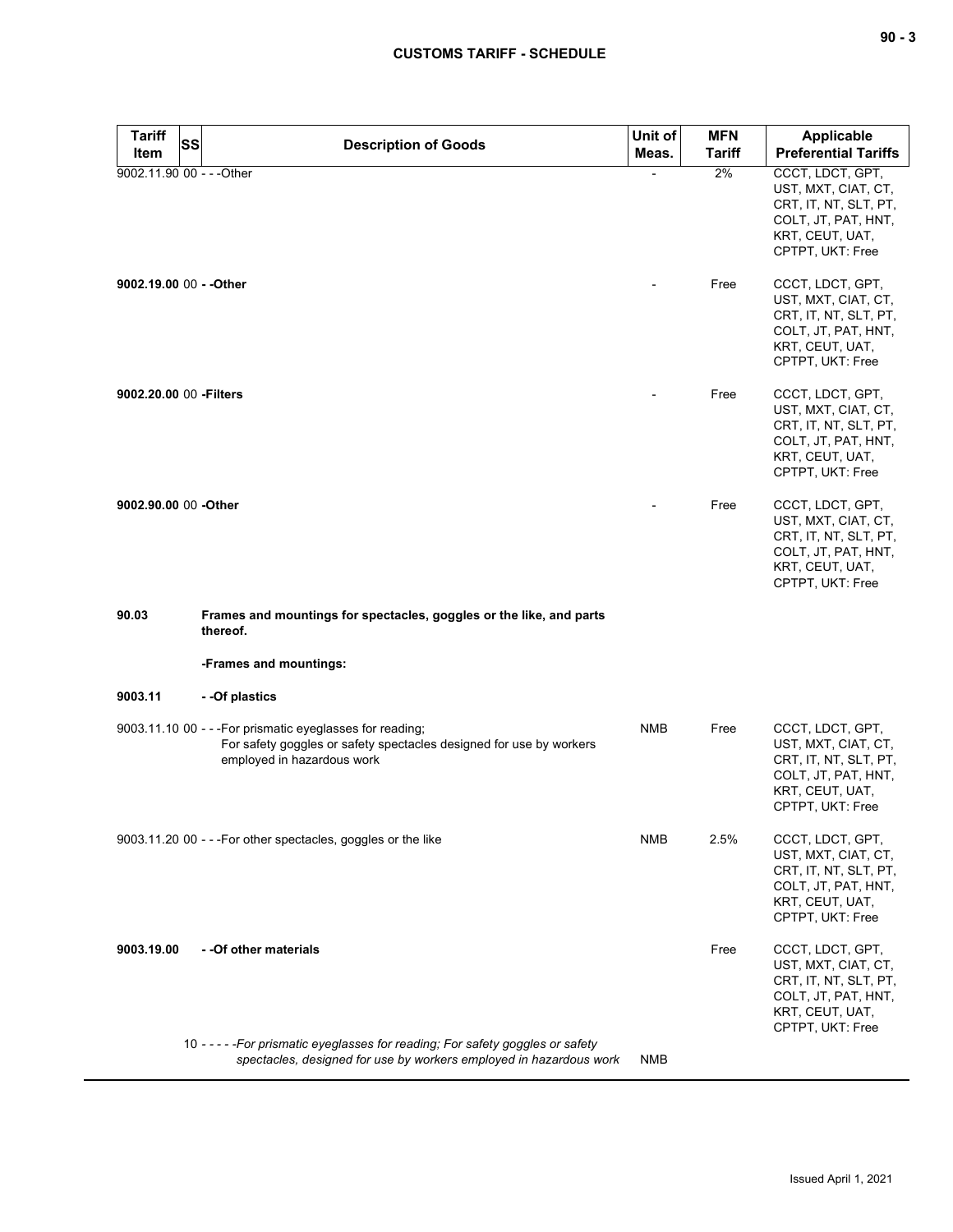| Tariff Item | SS | Description of Goods | Unit of Meas. | MFN Tariff | Applicable Preferential Tariffs |
|---|---|---|---|---|---|
| 9002.11.90 | 00 | - - -Other | - | 2% | CCCT, LDCT, GPT, UST, MXT, CIAT, CT, CRT, IT, NT, SLT, PT, COLT, JT, PAT, HNT, KRT, CEUT, UAT, CPTPT, UKT: Free |
| **9002.19.00** | 00 | **- -Other** | - | Free | CCCT, LDCT, GPT, UST, MXT, CIAT, CT, CRT, IT, NT, SLT, PT, COLT, JT, PAT, HNT, KRT, CEUT, UAT, CPTPT, UKT: Free |
| **9002.20.00** | 00 | **-Filters** | - | Free | CCCT, LDCT, GPT, UST, MXT, CIAT, CT, CRT, IT, NT, SLT, PT, COLT, JT, PAT, HNT, KRT, CEUT, UAT, CPTPT, UKT: Free |
| **9002.90.00** | 00 | **-Other** | - | Free | CCCT, LDCT, GPT, UST, MXT, CIAT, CT, CRT, IT, NT, SLT, PT, COLT, JT, PAT, HNT, KRT, CEUT, UAT, CPTPT, UKT: Free |
| **90.03** | | **Frames and mountings for spectacles, goggles or the like, and parts thereof.** | | | |
| | | **-Frames and mountings:** | | | |
| **9003.11** | | **- -Of plastics** | | | |
| 9003.11.10 | 00 | - - -For prismatic eyeglasses for reading;<br>For safety goggles or safety spectacles designed for use by workers employed in hazardous work | NMB | Free | CCCT, LDCT, GPT, UST, MXT, CIAT, CT, CRT, IT, NT, SLT, PT, COLT, JT, PAT, HNT, KRT, CEUT, UAT, CPTPT, UKT: Free |
| 9003.11.20 | 00 | - - -For other spectacles, goggles or the like | NMB | 2.5% | CCCT, LDCT, GPT, UST, MXT, CIAT, CT, CRT, IT, NT, SLT, PT, COLT, JT, PAT, HNT, KRT, CEUT, UAT, CPTPT, UKT: Free |
| **9003.19.00** | | **- -Of other materials** | | Free | CCCT, LDCT, GPT, UST, MXT, CIAT, CT, CRT, IT, NT, SLT, PT, COLT, JT, PAT, HNT, KRT, CEUT, UAT, CPTPT, UKT: Free |
| | 10 | - - - - -*For prismatic eyeglasses for reading; For safety goggles or safety spectacles, designed for use by workers employed in hazardous work* | NMB | | |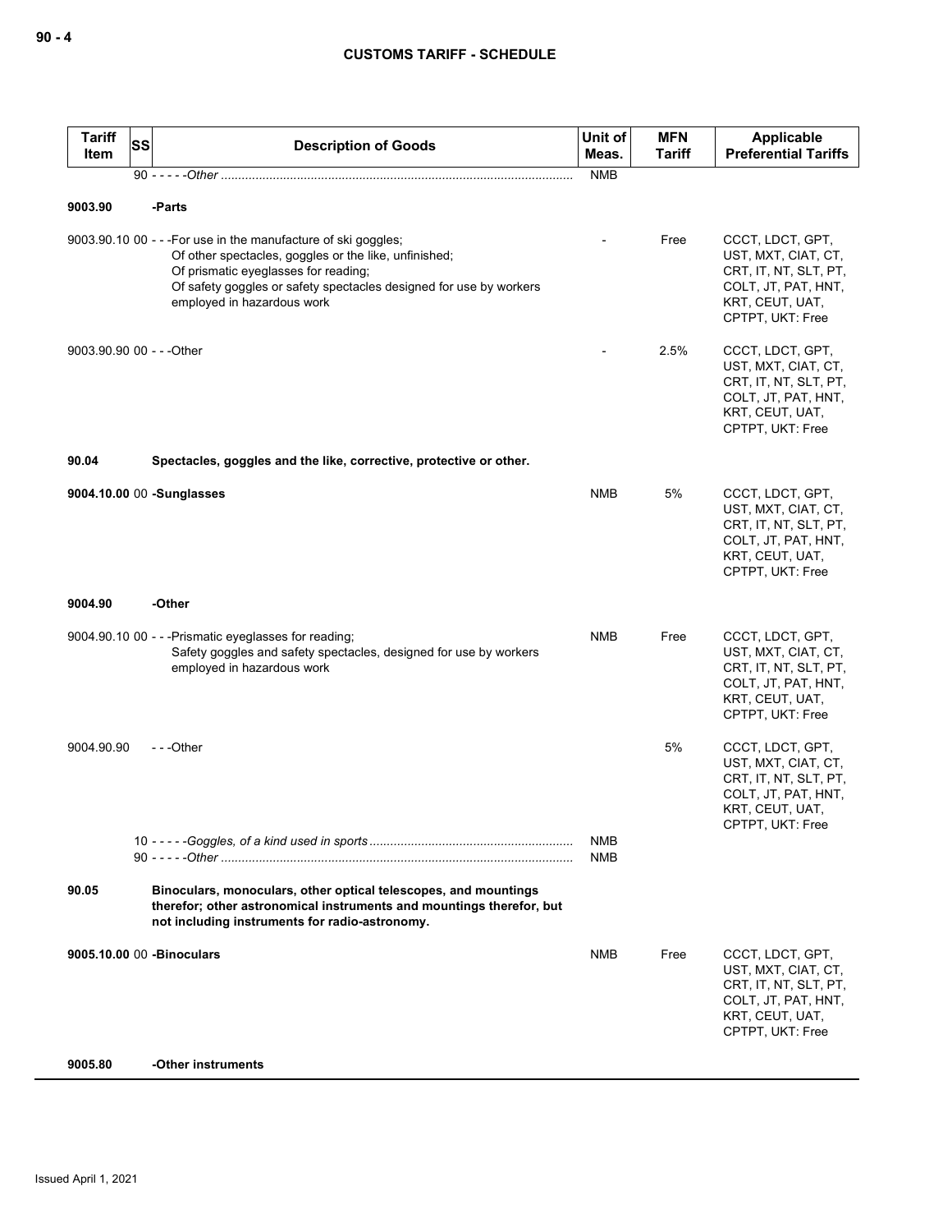| Tariff Item | SS | Description of Goods | Unit of Meas. | MFN Tariff | Applicable Preferential Tariffs |
|---|---|---|---|---|---|
| | 90 | - - - - -*Other* | NMB | | |
| **9003.90** | | **-Parts** | | | |
| 9003.90.10 | 00 | - - -For use in the manufacture of ski goggles;<br>Of other spectacles, goggles or the like, unfinished;<br>Of prismatic eyeglasses for reading;<br>Of safety goggles or safety spectacles designed for use by workers employed in hazardous work | - | Free | CCCT, LDCT, GPT, UST, MXT, CIAT, CT, CRT, IT, NT, SLT, PT, COLT, JT, PAT, HNT, KRT, CEUT, UAT, CPTPT, UKT: Free |
| 9003.90.90 | 00 | - - -Other | - | 2.5% | CCCT, LDCT, GPT, UST, MXT, CIAT, CT, CRT, IT, NT, SLT, PT, COLT, JT, PAT, HNT, KRT, CEUT, UAT, CPTPT, UKT: Free |
| **90.04** | | **Spectacles, goggles and the like, corrective, protective or other.** | | | |
| **9004.10.00** | 00 | **-Sunglasses** | NMB | 5% | CCCT, LDCT, GPT, UST, MXT, CIAT, CT, CRT, IT, NT, SLT, PT, COLT, JT, PAT, HNT, KRT, CEUT, UAT, CPTPT, UKT: Free |
| **9004.90** | | **-Other** | | | |
| 9004.90.10 | 00 | - - -Prismatic eyeglasses for reading;<br>Safety goggles and safety spectacles, designed for use by workers employed in hazardous work | NMB | Free | CCCT, LDCT, GPT, UST, MXT, CIAT, CT, CRT, IT, NT, SLT, PT, COLT, JT, PAT, HNT, KRT, CEUT, UAT, CPTPT, UKT: Free |
| 9004.90.90 | | - - -Other | | 5% | CCCT, LDCT, GPT, UST, MXT, CIAT, CT, CRT, IT, NT, SLT, PT, COLT, JT, PAT, HNT, KRT, CEUT, UAT, CPTPT, UKT: Free |
| | 10 | - - - - -*Goggles, of a kind used in sports* | NMB | | |
| | 90 | - - - - -*Other* | NMB | | |
| **90.05** | | **Binoculars, monoculars, other optical telescopes, and mountings therefor; other astronomical instruments and mountings therefor, but not including instruments for radio-astronomy.** | | | |
| **9005.10.00** | 00 | **-Binoculars** | NMB | Free | CCCT, LDCT, GPT, UST, MXT, CIAT, CT, CRT, IT, NT, SLT, PT, COLT, JT, PAT, HNT, KRT, CEUT, UAT, CPTPT, UKT: Free |
| **9005.80** | | **-Other instruments** | | | |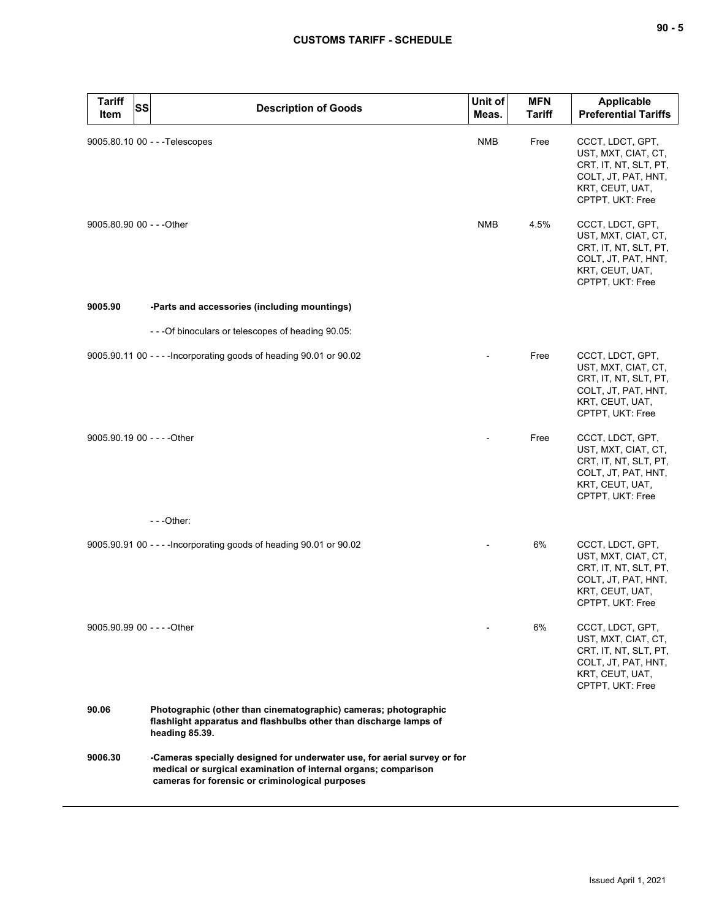| Tariff Item | SS | Description of Goods | Unit of Meas. | MFN Tariff | Applicable Preferential Tariffs |
|---|---|---|---|---|---|
| 9005.80.10 | 00 | - - -Telescopes | NMB | Free | CCCT, LDCT, GPT, UST, MXT, CIAT, CT, CRT, IT, NT, SLT, PT, COLT, JT, PAT, HNT, KRT, CEUT, UAT, CPTPT, UKT: Free |
| 9005.80.90 | 00 | - - -Other | NMB | 4.5% | CCCT, LDCT, GPT, UST, MXT, CIAT, CT, CRT, IT, NT, SLT, PT, COLT, JT, PAT, HNT, KRT, CEUT, UAT, CPTPT, UKT: Free |
| **9005.90** | | **-Parts and accessories (including mountings)** | | | |
| | | - - -Of binoculars or telescopes of heading 90.05: | | | |
| 9005.90.11 | 00 | - - - -Incorporating goods of heading 90.01 or 90.02 | - | Free | CCCT, LDCT, GPT, UST, MXT, CIAT, CT, CRT, IT, NT, SLT, PT, COLT, JT, PAT, HNT, KRT, CEUT, UAT, CPTPT, UKT: Free |
| 9005.90.19 | 00 | - - - -Other | - | Free | CCCT, LDCT, GPT, UST, MXT, CIAT, CT, CRT, IT, NT, SLT, PT, COLT, JT, PAT, HNT, KRT, CEUT, UAT, CPTPT, UKT: Free |
| | | - - -Other: | | | |
| 9005.90.91 | 00 | - - - -Incorporating goods of heading 90.01 or 90.02 | - | 6% | CCCT, LDCT, GPT, UST, MXT, CIAT, CT, CRT, IT, NT, SLT, PT, COLT, JT, PAT, HNT, KRT, CEUT, UAT, CPTPT, UKT: Free |
| 9005.90.99 | 00 | - - - -Other | - | 6% | CCCT, LDCT, GPT, UST, MXT, CIAT, CT, CRT, IT, NT, SLT, PT, COLT, JT, PAT, HNT, KRT, CEUT, UAT, CPTPT, UKT: Free |
| **90.06** | | **Photographic (other than cinematographic) cameras; photographic flashlight apparatus and flashbulbs other than discharge lamps of heading 85.39.** | | | |
| **9006.30** | | **-Cameras specially designed for underwater use, for aerial survey or for medical or surgical examination of internal organs; comparison cameras for forensic or criminological purposes** | | | |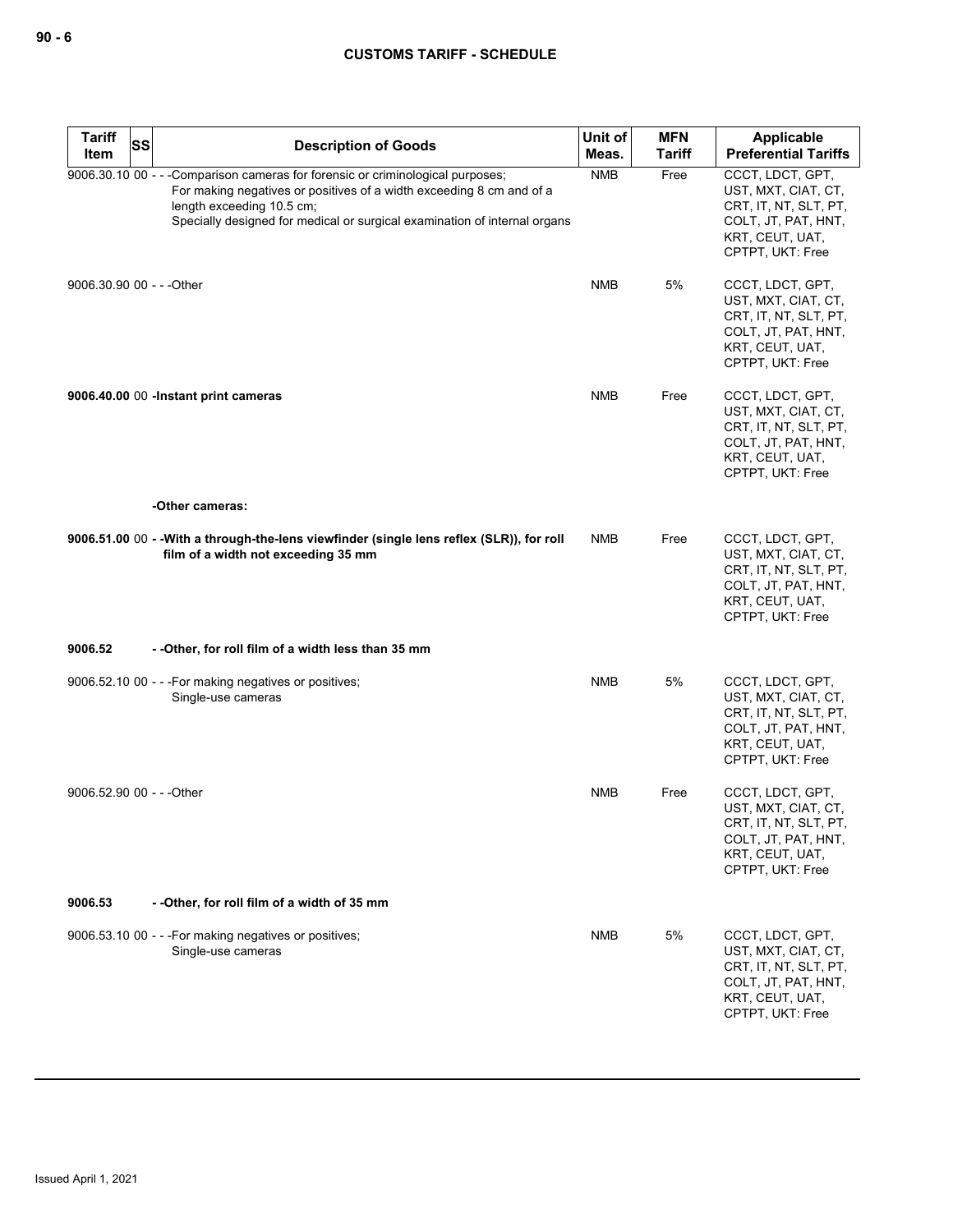| Tariff Item | SS | Description of Goods | Unit of Meas. | MFN Tariff | Applicable Preferential Tariffs |
|---|---|---|---|---|---|
| 9006.30.10 | 00 | - - -Comparison cameras for forensic or criminological purposes; For making negatives or positives of a width exceeding 8 cm and of a length exceeding 10.5 cm; Specially designed for medical or surgical examination of internal organs | NMB | Free | CCCT, LDCT, GPT, UST, MXT, CIAT, CT, CRT, IT, NT, SLT, PT, COLT, JT, PAT, HNT, KRT, CEUT, UAT, CPTPT, UKT: Free |
| 9006.30.90 | 00 | - - -Other | NMB | 5% | CCCT, LDCT, GPT, UST, MXT, CIAT, CT, CRT, IT, NT, SLT, PT, COLT, JT, PAT, HNT, KRT, CEUT, UAT, CPTPT, UKT: Free |
| **9006.40.00** | 00 | **-Instant print cameras** | NMB | Free | CCCT, LDCT, GPT, UST, MXT, CIAT, CT, CRT, IT, NT, SLT, PT, COLT, JT, PAT, HNT, KRT, CEUT, UAT, CPTPT, UKT: Free |
| | | **-Other cameras:** | | | |
| **9006.51.00** | 00 | **- -With a through-the-lens viewfinder (single lens reflex (SLR)), for roll film of a width not exceeding 35 mm** | NMB | Free | CCCT, LDCT, GPT, UST, MXT, CIAT, CT, CRT, IT, NT, SLT, PT, COLT, JT, PAT, HNT, KRT, CEUT, UAT, CPTPT, UKT: Free |
| **9006.52** | | **- -Other, for roll film of a width less than 35 mm** | | | |
| 9006.52.10 | 00 | - - -For making negatives or positives; Single-use cameras | NMB | 5% | CCCT, LDCT, GPT, UST, MXT, CIAT, CT, CRT, IT, NT, SLT, PT, COLT, JT, PAT, HNT, KRT, CEUT, UAT, CPTPT, UKT: Free |
| 9006.52.90 | 00 | - - -Other | NMB | Free | CCCT, LDCT, GPT, UST, MXT, CIAT, CT, CRT, IT, NT, SLT, PT, COLT, JT, PAT, HNT, KRT, CEUT, UAT, CPTPT, UKT: Free |
| **9006.53** | | **- -Other, for roll film of a width of 35 mm** | | | |
| 9006.53.10 | 00 | - - -For making negatives or positives; Single-use cameras | NMB | 5% | CCCT, LDCT, GPT, UST, MXT, CIAT, CT, CRT, IT, NT, SLT, PT, COLT, JT, PAT, HNT, KRT, CEUT, UAT, CPTPT, UKT: Free |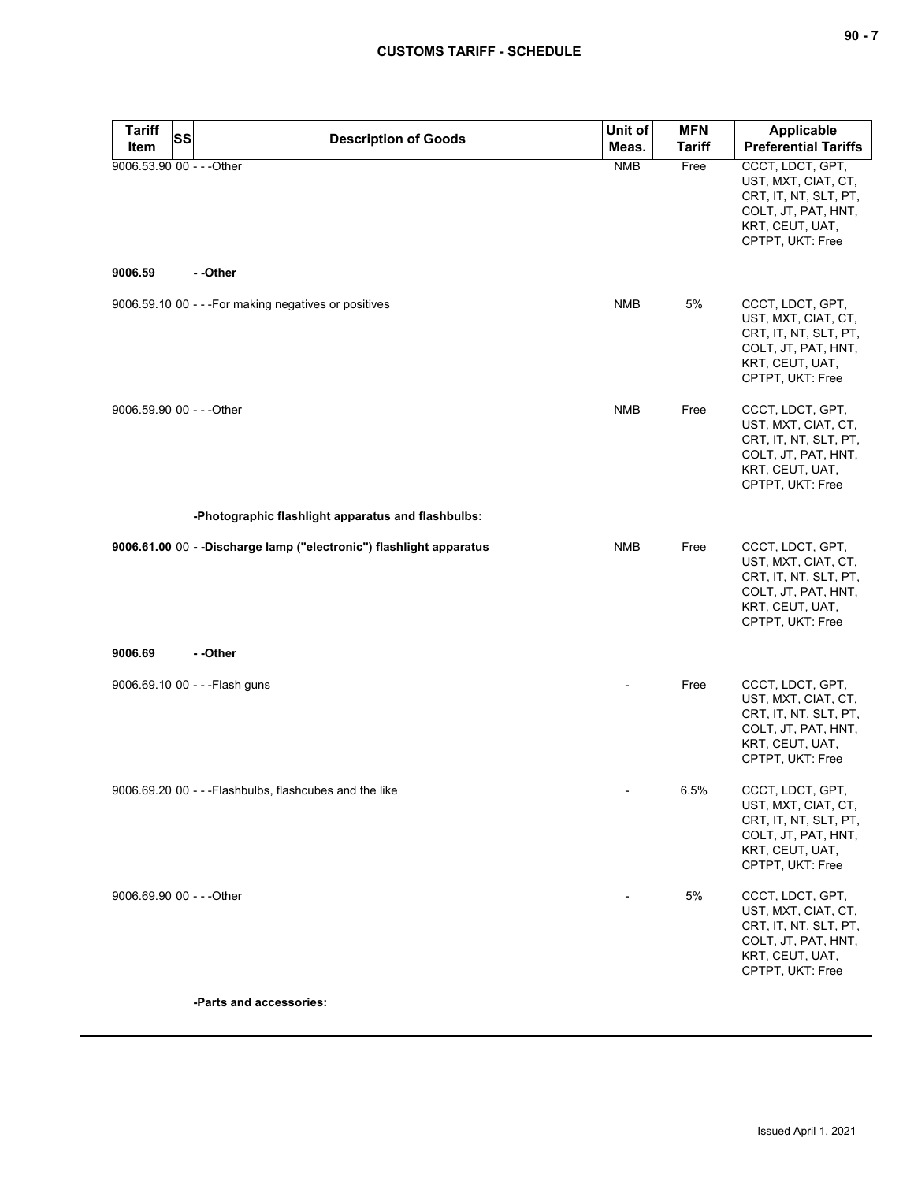| Tariff Item | SS | Description of Goods | Unit of Meas. | MFN Tariff | Applicable Preferential Tariffs |
|---|---|---|---|---|---|
| 9006.53.90 | 00 | - - -Other | NMB | Free | CCCT, LDCT, GPT, UST, MXT, CIAT, CT, CRT, IT, NT, SLT, PT, COLT, JT, PAT, HNT, KRT, CEUT, UAT, CPTPT, UKT: Free |
| **9006.59** | | **- -Other** | | | |
| 9006.59.10 | 00 | - - -For making negatives or positives | NMB | 5% | CCCT, LDCT, GPT, UST, MXT, CIAT, CT, CRT, IT, NT, SLT, PT, COLT, JT, PAT, HNT, KRT, CEUT, UAT, CPTPT, UKT: Free |
| 9006.59.90 | 00 | - - -Other | NMB | Free | CCCT, LDCT, GPT, UST, MXT, CIAT, CT, CRT, IT, NT, SLT, PT, COLT, JT, PAT, HNT, KRT, CEUT, UAT, CPTPT, UKT: Free |
| | | **-Photographic flashlight apparatus and flashbulbs:** | | | |
| **9006.61.00** | 00 | **- -Discharge lamp ("electronic") flashlight apparatus** | NMB | Free | CCCT, LDCT, GPT, UST, MXT, CIAT, CT, CRT, IT, NT, SLT, PT, COLT, JT, PAT, HNT, KRT, CEUT, UAT, CPTPT, UKT: Free |
| **9006.69** | | **- -Other** | | | |
| 9006.69.10 | 00 | - - -Flash guns | - | Free | CCCT, LDCT, GPT, UST, MXT, CIAT, CT, CRT, IT, NT, SLT, PT, COLT, JT, PAT, HNT, KRT, CEUT, UAT, CPTPT, UKT: Free |
| 9006.69.20 | 00 | - - -Flashbulbs, flashcubes and the like | - | 6.5% | CCCT, LDCT, GPT, UST, MXT, CIAT, CT, CRT, IT, NT, SLT, PT, COLT, JT, PAT, HNT, KRT, CEUT, UAT, CPTPT, UKT: Free |
| 9006.69.90 | 00 | - - -Other | - | 5% | CCCT, LDCT, GPT, UST, MXT, CIAT, CT, CRT, IT, NT, SLT, PT, COLT, JT, PAT, HNT, KRT, CEUT, UAT, CPTPT, UKT: Free |
| | | **-Parts and accessories:** | | | |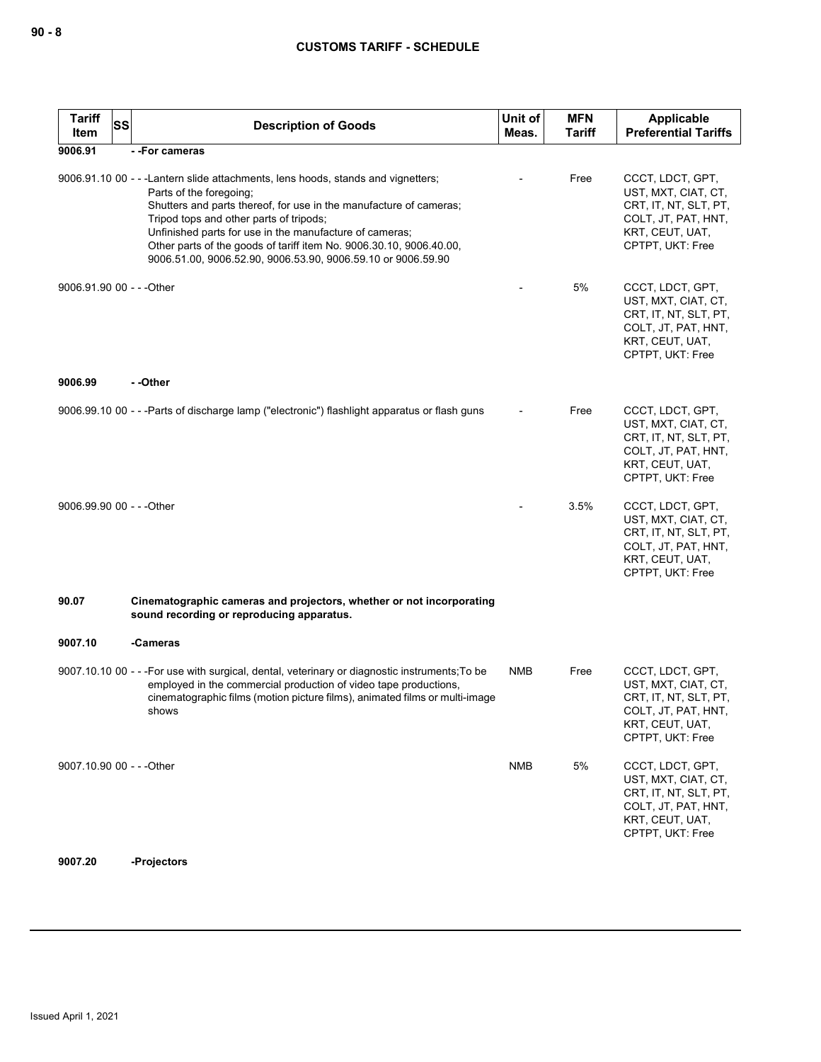| Tariff Item | SS | Description of Goods | Unit of Meas. | MFN Tariff | Applicable Preferential Tariffs |
|---|---|---|---|---|---|
| 9006.91 | | - -For cameras | | | |
| 9006.91.10 | 00 | - - -Lantern slide attachments, lens hoods, stands and vignetters;<br>Parts of the foregoing;<br>Shutters and parts thereof, for use in the manufacture of cameras;<br>Tripod tops and other parts of tripods;<br>Unfinished parts for use in the manufacture of cameras;<br>Other parts of the goods of tariff item No. 9006.30.10, 9006.40.00, 9006.51.00, 9006.52.90, 9006.53.90, 9006.59.10 or 9006.59.90 | - | Free | CCCT, LDCT, GPT, UST, MXT, CIAT, CT, CRT, IT, NT, SLT, PT, COLT, JT, PAT, HNT, KRT, CEUT, UAT, CPTPT, UKT: Free |
| 9006.91.90 | 00 | - - -Other | - | 5% | CCCT, LDCT, GPT, UST, MXT, CIAT, CT, CRT, IT, NT, SLT, PT, COLT, JT, PAT, HNT, KRT, CEUT, UAT, CPTPT, UKT: Free |
| 9006.99 | | - -Other | | | |
| 9006.99.10 | 00 | - - -Parts of discharge lamp ("electronic") flashlight apparatus or flash guns | - | Free | CCCT, LDCT, GPT, UST, MXT, CIAT, CT, CRT, IT, NT, SLT, PT, COLT, JT, PAT, HNT, KRT, CEUT, UAT, CPTPT, UKT: Free |
| 9006.99.90 | 00 | - - -Other | - | 3.5% | CCCT, LDCT, GPT, UST, MXT, CIAT, CT, CRT, IT, NT, SLT, PT, COLT, JT, PAT, HNT, KRT, CEUT, UAT, CPTPT, UKT: Free |
| **90.07** | | **Cinematographic cameras and projectors, whether or not incorporating sound recording or reproducing apparatus.** | | | |
| **9007.10** | | **-Cameras** | | | |
| 9007.10.10 | 00 | - - -For use with surgical, dental, veterinary or diagnostic instruments;To be employed in the commercial production of video tape productions, cinematographic films (motion picture films), animated films or multi-image shows | NMB | Free | CCCT, LDCT, GPT, UST, MXT, CIAT, CT, CRT, IT, NT, SLT, PT, COLT, JT, PAT, HNT, KRT, CEUT, UAT, CPTPT, UKT: Free |
| 9007.10.90 | 00 | - - -Other | NMB | 5% | CCCT, LDCT, GPT, UST, MXT, CIAT, CT, CRT, IT, NT, SLT, PT, COLT, JT, PAT, HNT, KRT, CEUT, UAT, CPTPT, UKT: Free |
| **9007.20** | | **-Projectors** | | | |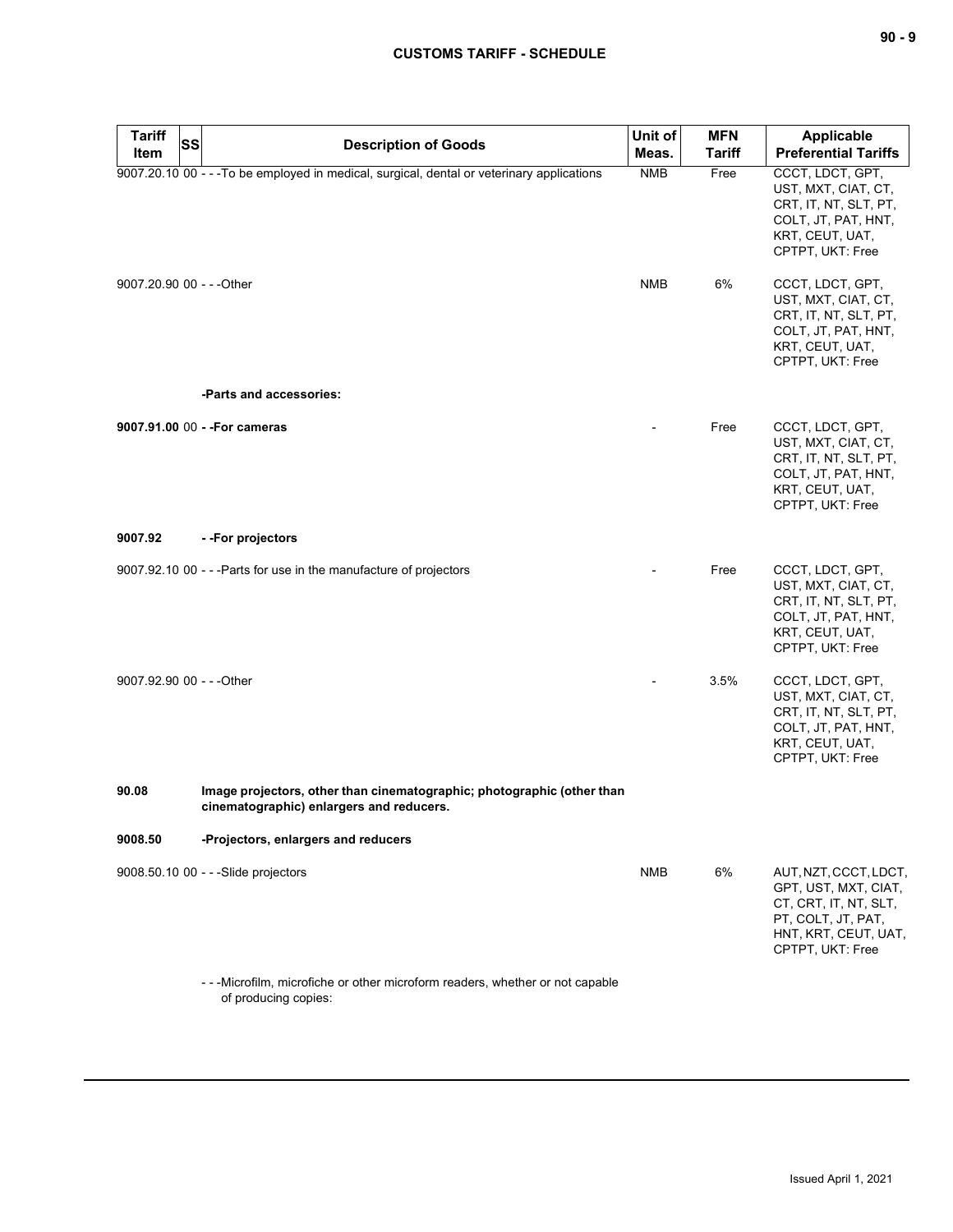| Tariff Item | SS | Description of Goods | Unit of Meas. | MFN Tariff | Applicable Preferential Tariffs |
|---|---|---|---|---|---|
| 9007.20.10 | 00 | - - -To be employed in medical, surgical, dental or veterinary applications | NMB | Free | CCCT, LDCT, GPT, UST, MXT, CIAT, CT, CRT, IT, NT, SLT, PT, COLT, JT, PAT, HNT, KRT, CEUT, UAT, CPTPT, UKT: Free |
| 9007.20.90 | 00 | - - -Other | NMB | 6% | CCCT, LDCT, GPT, UST, MXT, CIAT, CT, CRT, IT, NT, SLT, PT, COLT, JT, PAT, HNT, KRT, CEUT, UAT, CPTPT, UKT: Free |
| | | **-Parts and accessories:** | | | |
| **9007.91.00** | 00 | **- -For cameras** | - | Free | CCCT, LDCT, GPT, UST, MXT, CIAT, CT, CRT, IT, NT, SLT, PT, COLT, JT, PAT, HNT, KRT, CEUT, UAT, CPTPT, UKT: Free |
| **9007.92** | | **- -For projectors** | | | |
| 9007.92.10 | 00 | - - -Parts for use in the manufacture of projectors | - | Free | CCCT, LDCT, GPT, UST, MXT, CIAT, CT, CRT, IT, NT, SLT, PT, COLT, JT, PAT, HNT, KRT, CEUT, UAT, CPTPT, UKT: Free |
| 9007.92.90 | 00 | - - -Other | - | 3.5% | CCCT, LDCT, GPT, UST, MXT, CIAT, CT, CRT, IT, NT, SLT, PT, COLT, JT, PAT, HNT, KRT, CEUT, UAT, CPTPT, UKT: Free |
| **90.08** | | **Image projectors, other than cinematographic; photographic (other than cinematographic) enlargers and reducers.** | | | |
| **9008.50** | | **-Projectors, enlargers and reducers** | | | |
| 9008.50.10 | 00 | - - -Slide projectors | NMB | 6% | AUT, NZT, CCCT, LDCT, GPT, UST, MXT, CIAT, CT, CRT, IT, NT, SLT, PT, COLT, JT, PAT, HNT, KRT, CEUT, UAT, CPTPT, UKT: Free |
| | | - - -Microfilm, microfiche or other microform readers, whether or not capable of producing copies: | | | |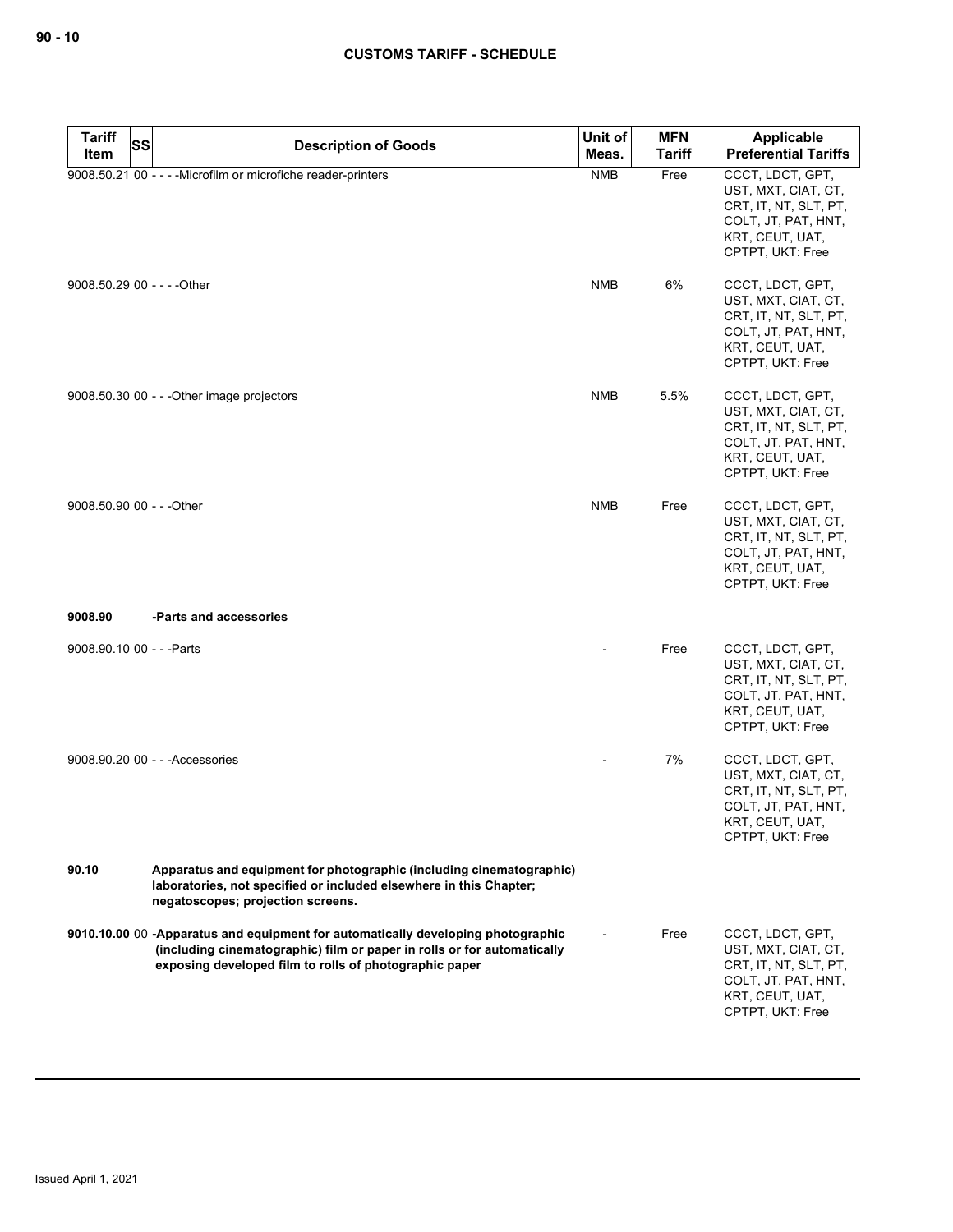## CUSTOMS TARIFF - SCHEDULE

| Tariff Item | SS | Description of Goods | Unit of Meas. | MFN Tariff | Applicable Preferential Tariffs |
|---|---|---|---|---|---|
| 9008.50.21 | 00 | - - - -Microfilm or microfiche reader-printers | NMB | Free | CCCT, LDCT, GPT, UST, MXT, CIAT, CT, CRT, IT, NT, SLT, PT, COLT, JT, PAT, HNT, KRT, CEUT, UAT, CPTPT, UKT: Free |
| 9008.50.29 | 00 | - - - -Other | NMB | 6% | CCCT, LDCT, GPT, UST, MXT, CIAT, CT, CRT, IT, NT, SLT, PT, COLT, JT, PAT, HNT, KRT, CEUT, UAT, CPTPT, UKT: Free |
| 9008.50.30 | 00 | - - -Other image projectors | NMB | 5.5% | CCCT, LDCT, GPT, UST, MXT, CIAT, CT, CRT, IT, NT, SLT, PT, COLT, JT, PAT, HNT, KRT, CEUT, UAT, CPTPT, UKT: Free |
| 9008.50.90 | 00 | - - -Other | NMB | Free | CCCT, LDCT, GPT, UST, MXT, CIAT, CT, CRT, IT, NT, SLT, PT, COLT, JT, PAT, HNT, KRT, CEUT, UAT, CPTPT, UKT: Free |
| **9008.90** | | **-Parts and accessories** | | | |
| 9008.90.10 | 00 | - - -Parts | - | Free | CCCT, LDCT, GPT, UST, MXT, CIAT, CT, CRT, IT, NT, SLT, PT, COLT, JT, PAT, HNT, KRT, CEUT, UAT, CPTPT, UKT: Free |
| 9008.90.20 | 00 | - - -Accessories | - | 7% | CCCT, LDCT, GPT, UST, MXT, CIAT, CT, CRT, IT, NT, SLT, PT, COLT, JT, PAT, HNT, KRT, CEUT, UAT, CPTPT, UKT: Free |
| **90.10** | | **Apparatus and equipment for photographic (including cinematographic) laboratories, not specified or included elsewhere in this Chapter; negatoscopes; projection screens.** | | | |
| **9010.10.00** | 00 | **-Apparatus and equipment for automatically developing photographic (including cinematographic) film or paper in rolls or for automatically exposing developed film to rolls of photographic paper** | - | Free | CCCT, LDCT, GPT, UST, MXT, CIAT, CT, CRT, IT, NT, SLT, PT, COLT, JT, PAT, HNT, KRT, CEUT, UAT, CPTPT, UKT: Free |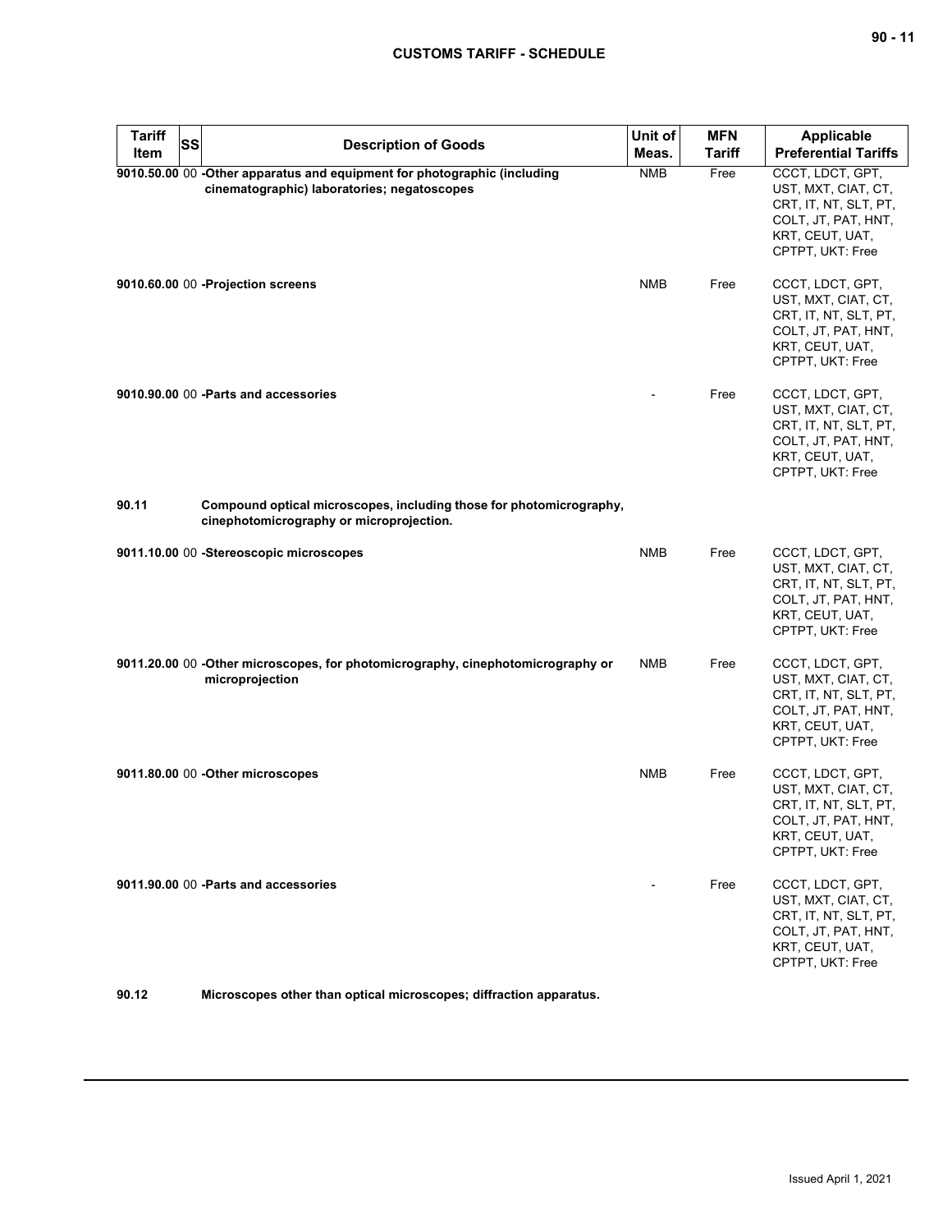| Tariff Item | SS | Description of Goods | Unit of Meas. | MFN Tariff | Applicable Preferential Tariffs |
|---|---|---|---|---|---|
| 9010.50.00 | 00 | **-Other apparatus and equipment for photographic (including cinematographic) laboratories; negatoscopes** | NMB | Free | CCCT, LDCT, GPT, UST, MXT, CIAT, CT, CRT, IT, NT, SLT, PT, COLT, JT, PAT, HNT, KRT, CEUT, UAT, CPTPT, UKT: Free |
| 9010.60.00 | 00 | **-Projection screens** | NMB | Free | CCCT, LDCT, GPT, UST, MXT, CIAT, CT, CRT, IT, NT, SLT, PT, COLT, JT, PAT, HNT, KRT, CEUT, UAT, CPTPT, UKT: Free |
| 9010.90.00 | 00 | **-Parts and accessories** | - | Free | CCCT, LDCT, GPT, UST, MXT, CIAT, CT, CRT, IT, NT, SLT, PT, COLT, JT, PAT, HNT, KRT, CEUT, UAT, CPTPT, UKT: Free |
| **90.11** | | **Compound optical microscopes, including those for photomicrography, cinephotomicrography or microprojection.** | | | |
| 9011.10.00 | 00 | **-Stereoscopic microscopes** | NMB | Free | CCCT, LDCT, GPT, UST, MXT, CIAT, CT, CRT, IT, NT, SLT, PT, COLT, JT, PAT, HNT, KRT, CEUT, UAT, CPTPT, UKT: Free |
| 9011.20.00 | 00 | **-Other microscopes, for photomicrography, cinephotomicrography or microprojection** | NMB | Free | CCCT, LDCT, GPT, UST, MXT, CIAT, CT, CRT, IT, NT, SLT, PT, COLT, JT, PAT, HNT, KRT, CEUT, UAT, CPTPT, UKT: Free |
| 9011.80.00 | 00 | **-Other microscopes** | NMB | Free | CCCT, LDCT, GPT, UST, MXT, CIAT, CT, CRT, IT, NT, SLT, PT, COLT, JT, PAT, HNT, KRT, CEUT, UAT, CPTPT, UKT: Free |
| 9011.90.00 | 00 | **-Parts and accessories** | - | Free | CCCT, LDCT, GPT, UST, MXT, CIAT, CT, CRT, IT, NT, SLT, PT, COLT, JT, PAT, HNT, KRT, CEUT, UAT, CPTPT, UKT: Free |
| **90.12** | | **Microscopes other than optical microscopes; diffraction apparatus.** | | | |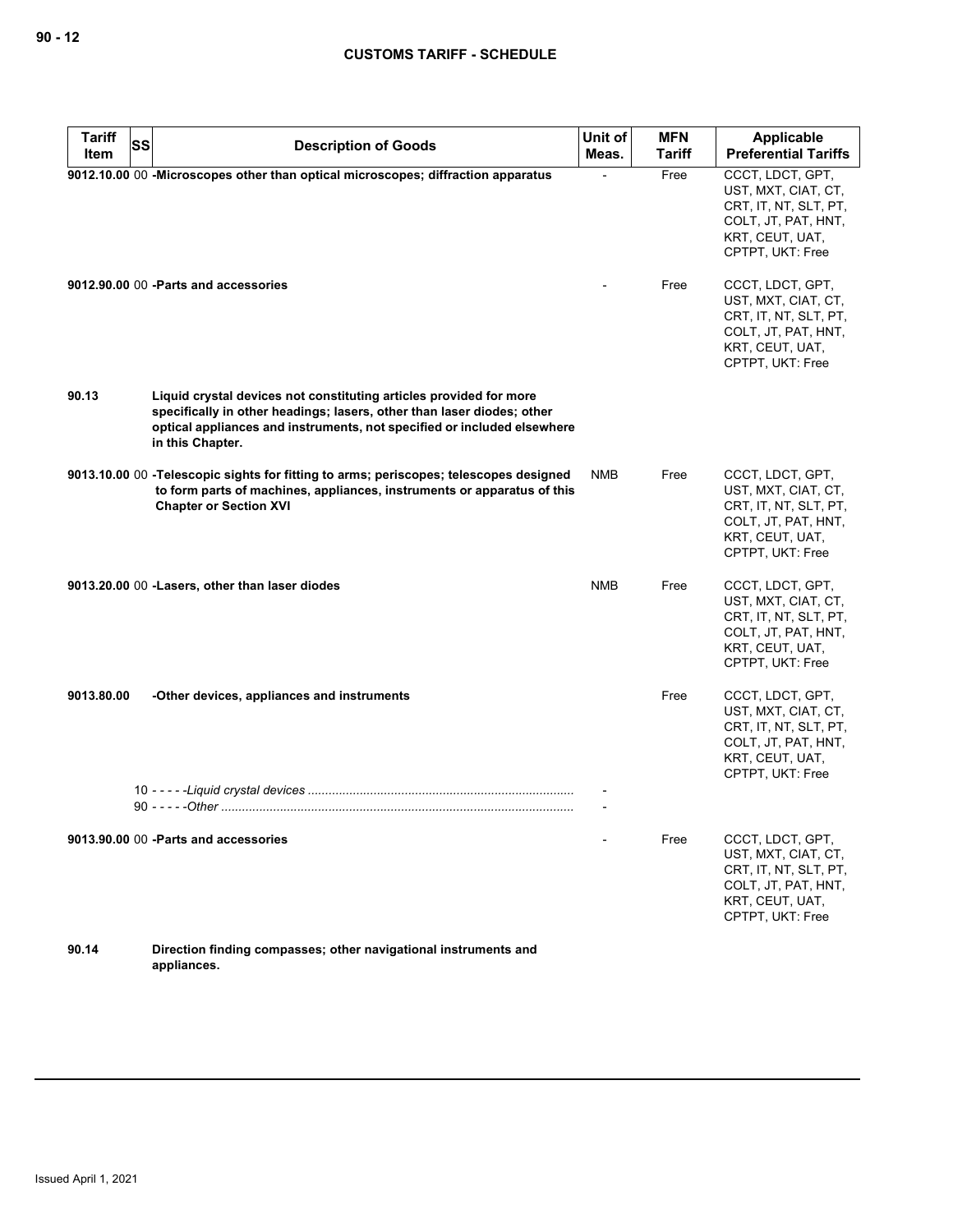| Tariff Item | SS | Description of Goods | Unit of Meas. | MFN Tariff | Applicable Preferential Tariffs |
|---|---|---|---|---|---|
| 9012.10.00 | 00 | **-Microscopes other than optical microscopes; diffraction apparatus** | - | Free | CCCT, LDCT, GPT, UST, MXT, CIAT, CT, CRT, IT, NT, SLT, PT, COLT, JT, PAT, HNT, KRT, CEUT, UAT, CPTPT, UKT: Free |
| 9012.90.00 | 00 | **-Parts and accessories** | - | Free | CCCT, LDCT, GPT, UST, MXT, CIAT, CT, CRT, IT, NT, SLT, PT, COLT, JT, PAT, HNT, KRT, CEUT, UAT, CPTPT, UKT: Free |
| 90.13 | | **Liquid crystal devices not constituting articles provided for more specifically in other headings; lasers, other than laser diodes; other optical appliances and instruments, not specified or included elsewhere in this Chapter.** | | | |
| 9013.10.00 | 00 | **-Telescopic sights for fitting to arms; periscopes; telescopes designed to form parts of machines, appliances, instruments or apparatus of this Chapter or Section XVI** | NMB | Free | CCCT, LDCT, GPT, UST, MXT, CIAT, CT, CRT, IT, NT, SLT, PT, COLT, JT, PAT, HNT, KRT, CEUT, UAT, CPTPT, UKT: Free |
| 9013.20.00 | 00 | **-Lasers, other than laser diodes** | NMB | Free | CCCT, LDCT, GPT, UST, MXT, CIAT, CT, CRT, IT, NT, SLT, PT, COLT, JT, PAT, HNT, KRT, CEUT, UAT, CPTPT, UKT: Free |
| 9013.80.00 | | **-Other devices, appliances and instruments** | | Free | CCCT, LDCT, GPT, UST, MXT, CIAT, CT, CRT, IT, NT, SLT, PT, COLT, JT, PAT, HNT, KRT, CEUT, UAT, CPTPT, UKT: Free |
| | 10 | - - - - -*Liquid crystal devices* | - | | |
| | 90 | - - - - -*Other* | - | | |
| 9013.90.00 | 00 | **-Parts and accessories** | - | Free | CCCT, LDCT, GPT, UST, MXT, CIAT, CT, CRT, IT, NT, SLT, PT, COLT, JT, PAT, HNT, KRT, CEUT, UAT, CPTPT, UKT: Free |
| 90.14 | | **Direction finding compasses; other navigational instruments and appliances.** | | | |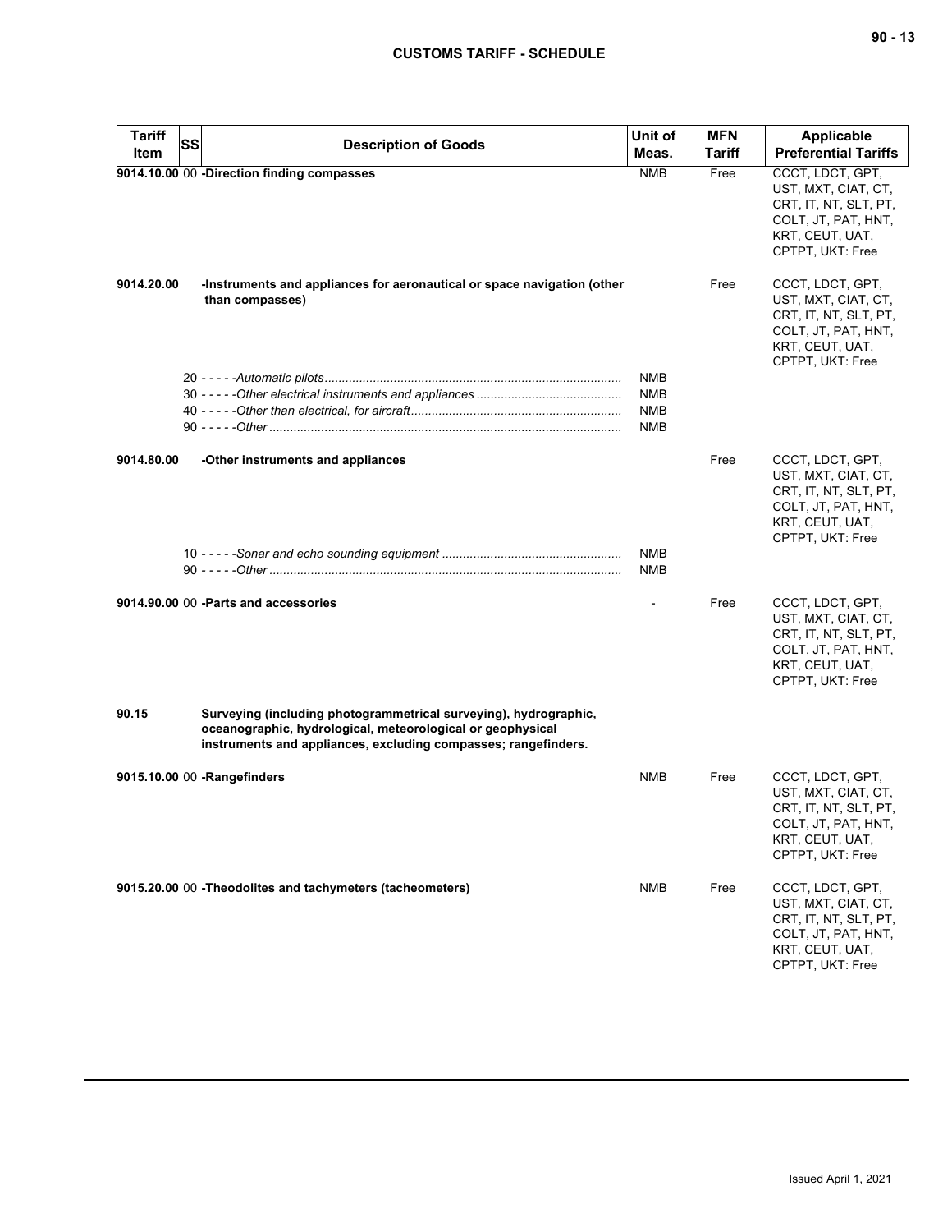| Tariff Item | SS | Description of Goods | Unit of Meas. | MFN Tariff | Applicable Preferential Tariffs |
|---|---|---|---|---|---|
| 9014.10.00 | 00 | **-Direction finding compasses** | NMB | Free | CCCT, LDCT, GPT, UST, MXT, CIAT, CT, CRT, IT, NT, SLT, PT, COLT, JT, PAT, HNT, KRT, CEUT, UAT, CPTPT, UKT: Free |
| 9014.20.00 | | **-Instruments and appliances for aeronautical or space navigation (other than compasses)** | | Free | CCCT, LDCT, GPT, UST, MXT, CIAT, CT, CRT, IT, NT, SLT, PT, COLT, JT, PAT, HNT, KRT, CEUT, UAT, CPTPT, UKT: Free |
| | 20 | - - - - -*Automatic pilots* | NMB | | |
| | 30 | - - - - -*Other electrical instruments and appliances* | NMB | | |
| | 40 | - - - - -*Other than electrical, for aircraft* | NMB | | |
| | 90 | - - - - -*Other* | NMB | | |
| 9014.80.00 | | **-Other instruments and appliances** | | Free | CCCT, LDCT, GPT, UST, MXT, CIAT, CT, CRT, IT, NT, SLT, PT, COLT, JT, PAT, HNT, KRT, CEUT, UAT, CPTPT, UKT: Free |
| | 10 | - - - - -*Sonar and echo sounding equipment* | NMB | | |
| | 90 | - - - - -*Other* | NMB | | |
| 9014.90.00 | 00 | **-Parts and accessories** | - | Free | CCCT, LDCT, GPT, UST, MXT, CIAT, CT, CRT, IT, NT, SLT, PT, COLT, JT, PAT, HNT, KRT, CEUT, UAT, CPTPT, UKT: Free |
| 90.15 | | **Surveying (including photogrammetrical surveying), hydrographic, oceanographic, hydrological, meteorological or geophysical instruments and appliances, excluding compasses; rangefinders.** | | | |
| 9015.10.00 | 00 | **-Rangefinders** | NMB | Free | CCCT, LDCT, GPT, UST, MXT, CIAT, CT, CRT, IT, NT, SLT, PT, COLT, JT, PAT, HNT, KRT, CEUT, UAT, CPTPT, UKT: Free |
| 9015.20.00 | 00 | **-Theodolites and tachymeters (tacheometers)** | NMB | Free | CCCT, LDCT, GPT, UST, MXT, CIAT, CT, CRT, IT, NT, SLT, PT, COLT, JT, PAT, HNT, KRT, CEUT, UAT, CPTPT, UKT: Free |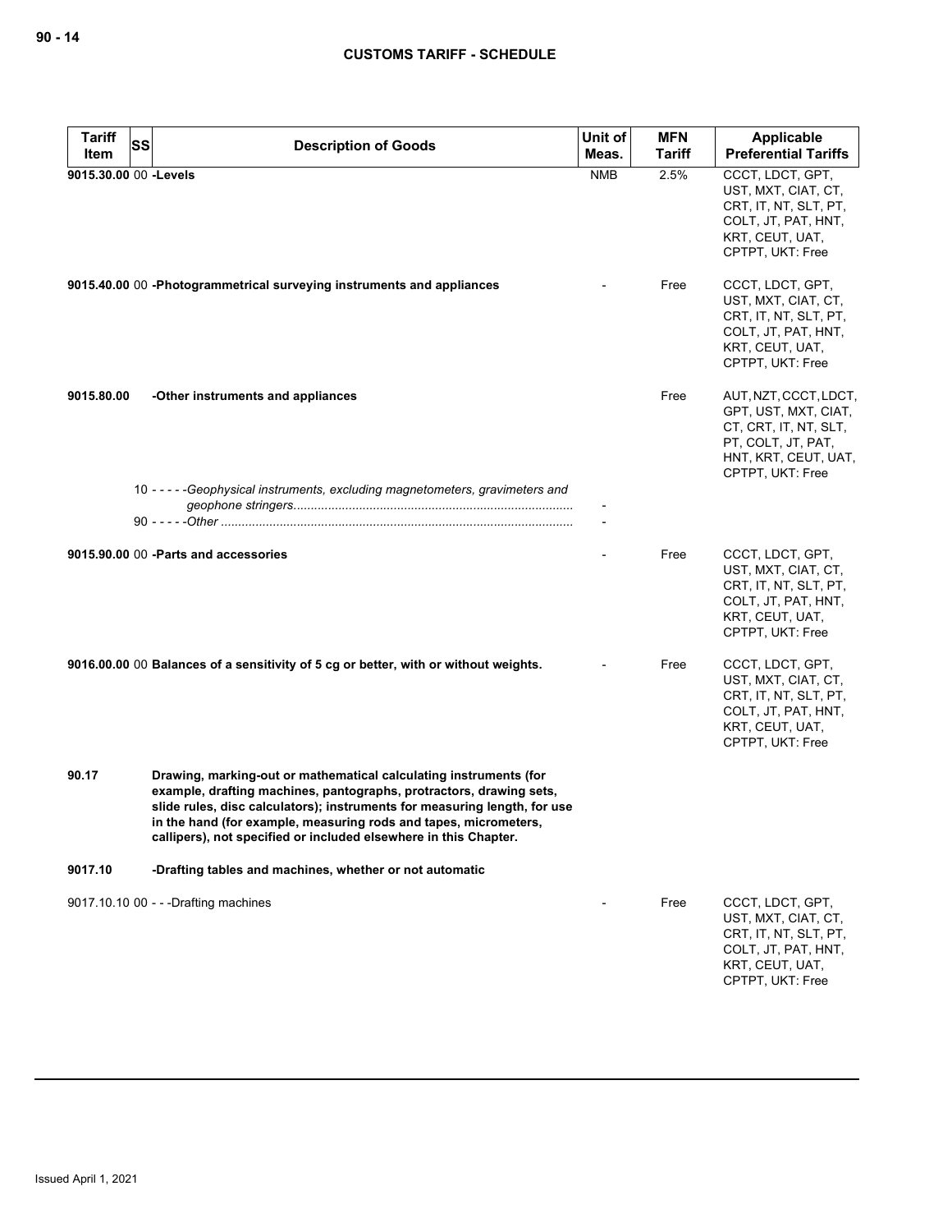| Tariff Item | SS | Description of Goods | Unit of Meas. | MFN Tariff | Applicable Preferential Tariffs |
|---|---|---|---|---|---|
| 9015.30.00 | 00 | **-Levels** | NMB | 2.5% | CCCT, LDCT, GPT, UST, MXT, CIAT, CT, CRT, IT, NT, SLT, PT, COLT, JT, PAT, HNT, KRT, CEUT, UAT, CPTPT, UKT: Free |
| 9015.40.00 | 00 | **-Photogrammetrical surveying instruments and appliances** | - | Free | CCCT, LDCT, GPT, UST, MXT, CIAT, CT, CRT, IT, NT, SLT, PT, COLT, JT, PAT, HNT, KRT, CEUT, UAT, CPTPT, UKT: Free |
| 9015.80.00 | | **-Other instruments and appliances** | | Free | AUT, NZT, CCCT, LDCT, GPT, UST, MXT, CIAT, CT, CRT, IT, NT, SLT, PT, COLT, JT, PAT, HNT, KRT, CEUT, UAT, CPTPT, UKT: Free |
| | 10 | - - - - -*Geophysical instruments, excluding magnetometers, gravimeters and geophone stringers* | - | | |
| | 90 | - - - - -*Other* | - | | |
| 9015.90.00 | 00 | **-Parts and accessories** | - | Free | CCCT, LDCT, GPT, UST, MXT, CIAT, CT, CRT, IT, NT, SLT, PT, COLT, JT, PAT, HNT, KRT, CEUT, UAT, CPTPT, UKT: Free |
| 9016.00.00 | 00 | **Balances of a sensitivity of 5 cg or better, with or without weights.** | - | Free | CCCT, LDCT, GPT, UST, MXT, CIAT, CT, CRT, IT, NT, SLT, PT, COLT, JT, PAT, HNT, KRT, CEUT, UAT, CPTPT, UKT: Free |
| 90.17 | | **Drawing, marking-out or mathematical calculating instruments (for example, drafting machines, pantographs, protractors, drawing sets, slide rules, disc calculators); instruments for measuring length, for use in the hand (for example, measuring rods and tapes, micrometers, callipers), not specified or included elsewhere in this Chapter.** | | | |
| 9017.10 | | **-Drafting tables and machines, whether or not automatic** | | | |
| 9017.10.10 | 00 | - - -Drafting machines | - | Free | CCCT, LDCT, GPT, UST, MXT, CIAT, CT, CRT, IT, NT, SLT, PT, COLT, JT, PAT, HNT, KRT, CEUT, UAT, CPTPT, UKT: Free |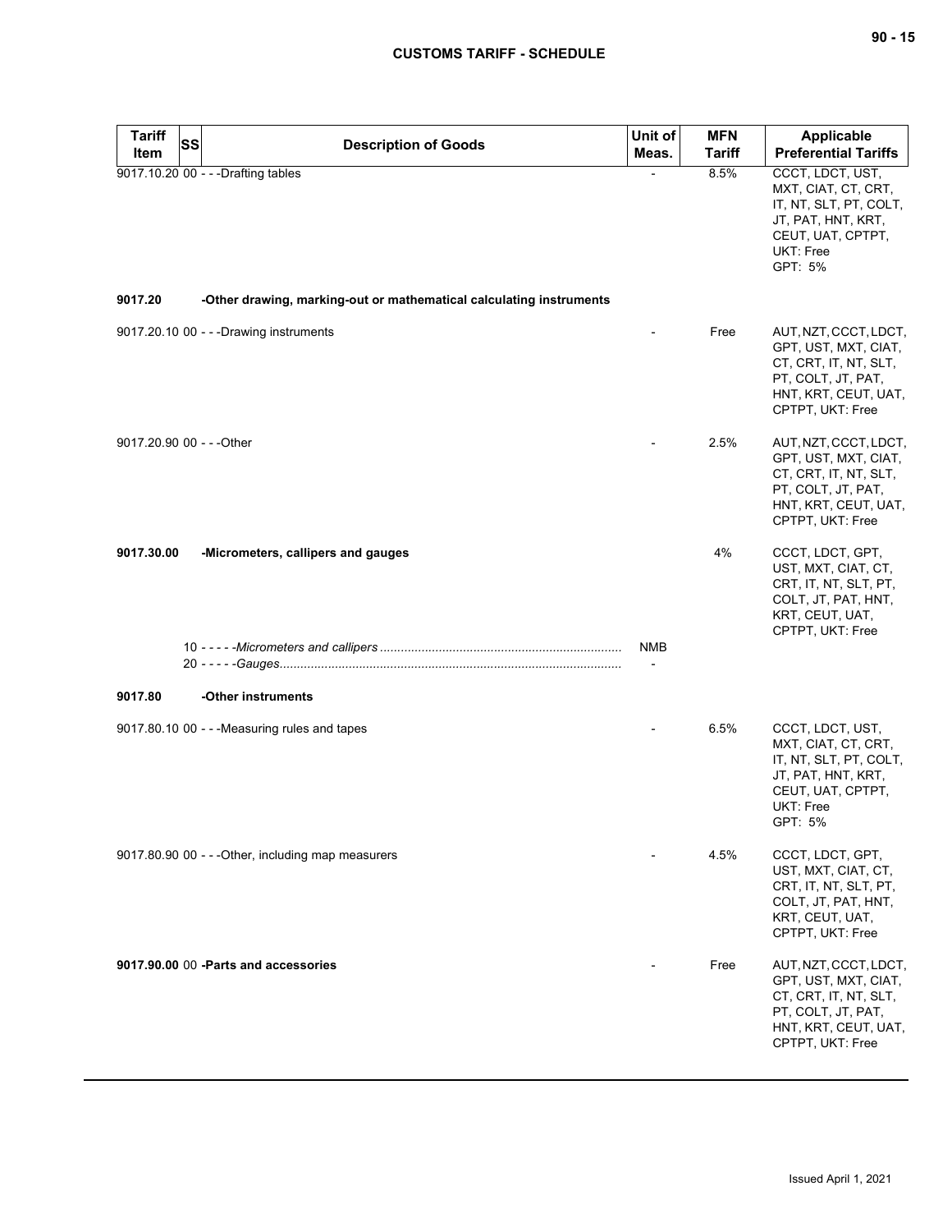| Tariff Item | SS | Description of Goods | Unit of Meas. | MFN Tariff | Applicable Preferential Tariffs |
|---|---|---|---|---|---|
| 9017.10.20 | 00 | - - -Drafting tables | - | 8.5% | CCCT, LDCT, UST, MXT, CIAT, CT, CRT, IT, NT, SLT, PT, COLT, JT, PAT, HNT, KRT, CEUT, UAT, CPTPT, UKT: Free<br>GPT: 5% |
| **9017.20** | | **-Other drawing, marking-out or mathematical calculating instruments** | | | |
| 9017.20.10 | 00 | - - -Drawing instruments | - | Free | AUT, NZT, CCCT, LDCT, GPT, UST, MXT, CIAT, CT, CRT, IT, NT, SLT, PT, COLT, JT, PAT, HNT, KRT, CEUT, UAT, CPTPT, UKT: Free |
| 9017.20.90 | 00 | - - -Other | - | 2.5% | AUT, NZT, CCCT, LDCT, GPT, UST, MXT, CIAT, CT, CRT, IT, NT, SLT, PT, COLT, JT, PAT, HNT, KRT, CEUT, UAT, CPTPT, UKT: Free |
| **9017.30.00** | | **-Micrometers, callipers and gauges** | | 4% | CCCT, LDCT, GPT, UST, MXT, CIAT, CT, CRT, IT, NT, SLT, PT, COLT, JT, PAT, HNT, KRT, CEUT, UAT, CPTPT, UKT: Free |
| | | 10 - - - - -*Micrometers and callipers* | NMB | | |
| | | 20 - - - - -*Gauges* | - | | |
| **9017.80** | | **-Other instruments** | | | |
| 9017.80.10 | 00 | - - -Measuring rules and tapes | - | 6.5% | CCCT, LDCT, UST, MXT, CIAT, CT, CRT, IT, NT, SLT, PT, COLT, JT, PAT, HNT, KRT, CEUT, UAT, CPTPT, UKT: Free<br>GPT: 5% |
| 9017.80.90 | 00 | - - -Other, including map measurers | - | 4.5% | CCCT, LDCT, GPT, UST, MXT, CIAT, CT, CRT, IT, NT, SLT, PT, COLT, JT, PAT, HNT, KRT, CEUT, UAT, CPTPT, UKT: Free |
| **9017.90.00** | 00 | **-Parts and accessories** | - | Free | AUT, NZT, CCCT, LDCT, GPT, UST, MXT, CIAT, CT, CRT, IT, NT, SLT, PT, COLT, JT, PAT, HNT, KRT, CEUT, UAT, CPTPT, UKT: Free |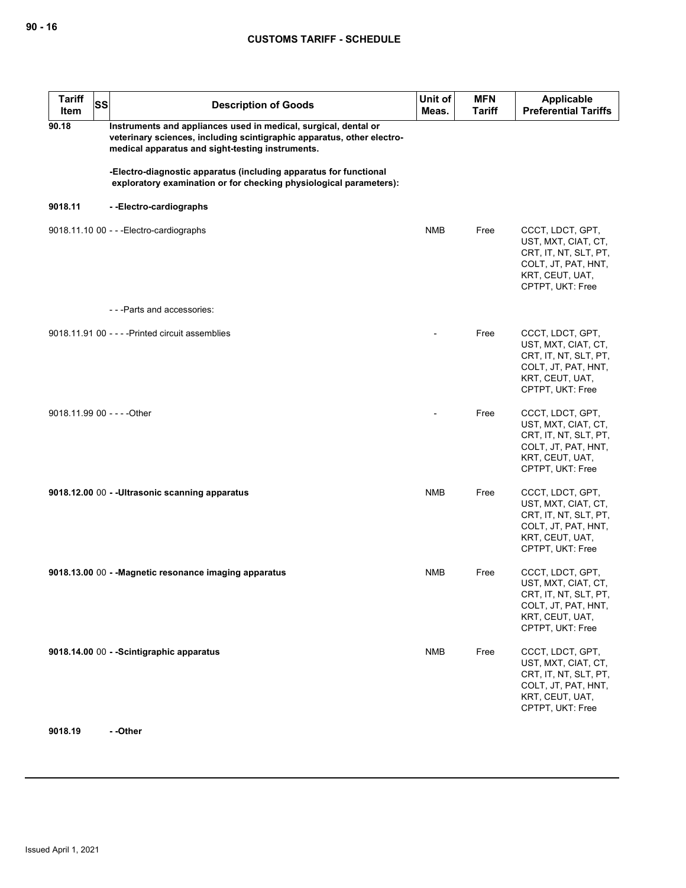| Tariff Item | SS | Description of Goods | Unit of Meas. | MFN Tariff | Applicable Preferential Tariffs |
|---|---|---|---|---|---|
| **90.18** | | **Instruments and appliances used in medical, surgical, dental or veterinary sciences, including scintigraphic apparatus, other electro-medical apparatus and sight-testing instruments.** | | | |
| | | **-Electro-diagnostic apparatus (including apparatus for functional exploratory examination or for checking physiological parameters):** | | | |
| **9018.11** | | **- -Electro-cardiographs** | | | |
| 9018.11.10 | 00 | - - -Electro-cardiographs | NMB | Free | CCCT, LDCT, GPT, UST, MXT, CIAT, CT, CRT, IT, NT, SLT, PT, COLT, JT, PAT, HNT, KRT, CEUT, UAT, CPTPT, UKT: Free |
| | | - - -Parts and accessories: | | | |
| 9018.11.91 | 00 | - - - -Printed circuit assemblies | - | Free | CCCT, LDCT, GPT, UST, MXT, CIAT, CT, CRT, IT, NT, SLT, PT, COLT, JT, PAT, HNT, KRT, CEUT, UAT, CPTPT, UKT: Free |
| 9018.11.99 | 00 | - - - -Other | - | Free | CCCT, LDCT, GPT, UST, MXT, CIAT, CT, CRT, IT, NT, SLT, PT, COLT, JT, PAT, HNT, KRT, CEUT, UAT, CPTPT, UKT: Free |
| **9018.12.00** | 00 | **- -Ultrasonic scanning apparatus** | NMB | Free | CCCT, LDCT, GPT, UST, MXT, CIAT, CT, CRT, IT, NT, SLT, PT, COLT, JT, PAT, HNT, KRT, CEUT, UAT, CPTPT, UKT: Free |
| **9018.13.00** | 00 | **- -Magnetic resonance imaging apparatus** | NMB | Free | CCCT, LDCT, GPT, UST, MXT, CIAT, CT, CRT, IT, NT, SLT, PT, COLT, JT, PAT, HNT, KRT, CEUT, UAT, CPTPT, UKT: Free |
| **9018.14.00** | 00 | **- -Scintigraphic apparatus** | NMB | Free | CCCT, LDCT, GPT, UST, MXT, CIAT, CT, CRT, IT, NT, SLT, PT, COLT, JT, PAT, HNT, KRT, CEUT, UAT, CPTPT, UKT: Free |
| **9018.19** | | **- -Other** | | | |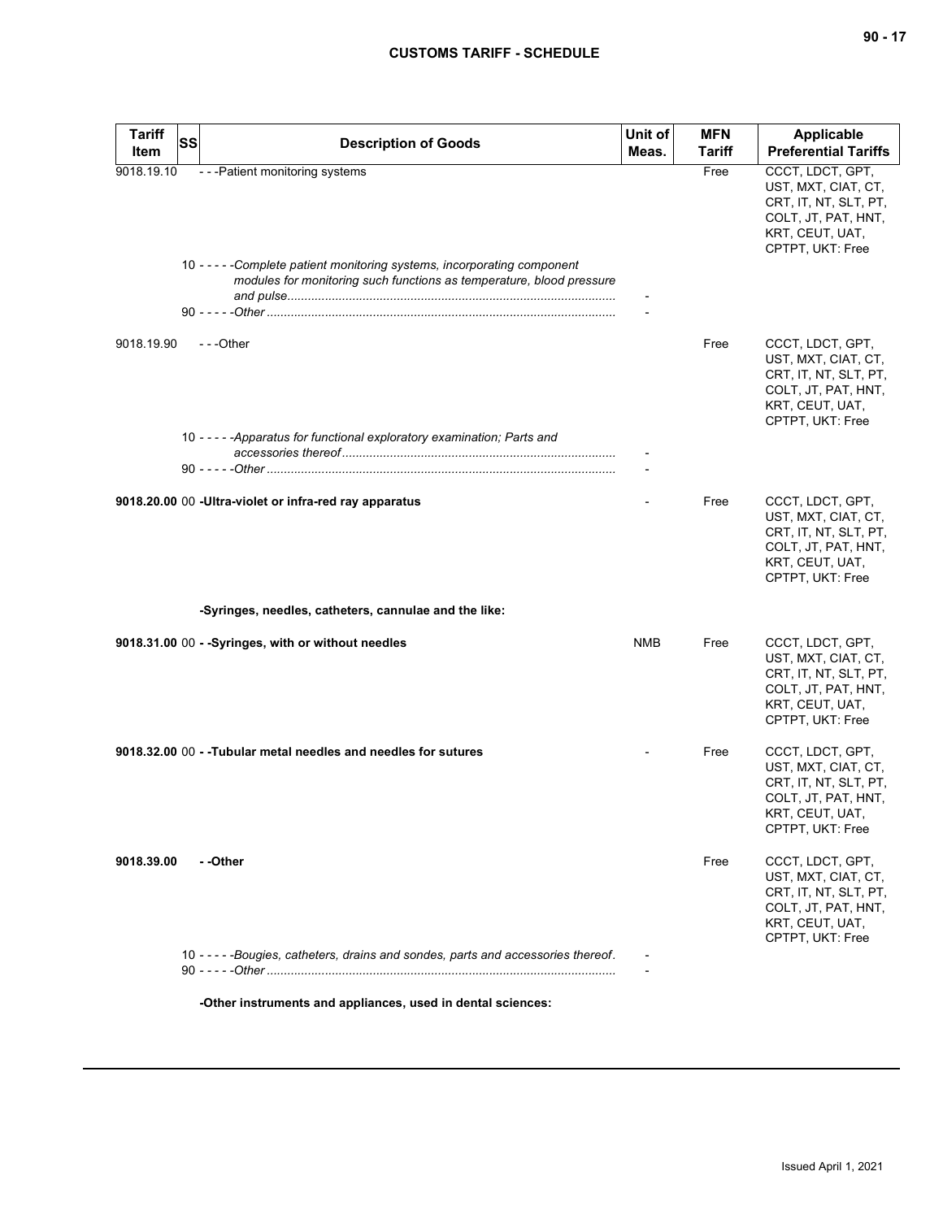| Tariff Item | SS | Description of Goods | Unit of Meas. | MFN Tariff | Applicable Preferential Tariffs |
|---|---|---|---|---|---|
| 9018.19.10 | | - - -Patient monitoring systems | | Free | CCCT, LDCT, GPT, UST, MXT, CIAT, CT, CRT, IT, NT, SLT, PT, COLT, JT, PAT, HNT, KRT, CEUT, UAT, CPTPT, UKT: Free |
| | 10 | - - - - -*Complete patient monitoring systems, incorporating component modules for monitoring such functions as temperature, blood pressure and pulse* | - | | |
| | 90 | - - - - -*Other* | - | | |
| 9018.19.90 | | - - -Other | | Free | CCCT, LDCT, GPT, UST, MXT, CIAT, CT, CRT, IT, NT, SLT, PT, COLT, JT, PAT, HNT, KRT, CEUT, UAT, CPTPT, UKT: Free |
| | 10 | - - - - -*Apparatus for functional exploratory examination; Parts and accessories thereof* | - | | |
| | 90 | - - - - -*Other* | - | | |
| **9018.20.00** | 00 | **-Ultra-violet or infra-red ray apparatus** | - | Free | CCCT, LDCT, GPT, UST, MXT, CIAT, CT, CRT, IT, NT, SLT, PT, COLT, JT, PAT, HNT, KRT, CEUT, UAT, CPTPT, UKT: Free |
| | | **-Syringes, needles, catheters, cannulae and the like:** | | | |
| **9018.31.00** | 00 | **- -Syringes, with or without needles** | NMB | Free | CCCT, LDCT, GPT, UST, MXT, CIAT, CT, CRT, IT, NT, SLT, PT, COLT, JT, PAT, HNT, KRT, CEUT, UAT, CPTPT, UKT: Free |
| **9018.32.00** | 00 | **- -Tubular metal needles and needles for sutures** | - | Free | CCCT, LDCT, GPT, UST, MXT, CIAT, CT, CRT, IT, NT, SLT, PT, COLT, JT, PAT, HNT, KRT, CEUT, UAT, CPTPT, UKT: Free |
| **9018.39.00** | | **- -Other** | | Free | CCCT, LDCT, GPT, UST, MXT, CIAT, CT, CRT, IT, NT, SLT, PT, COLT, JT, PAT, HNT, KRT, CEUT, UAT, CPTPT, UKT: Free |
| | 10 | - - - - -*Bougies, catheters, drains and sondes, parts and accessories thereof* | - | | |
| | 90 | - - - - -*Other* | - | | |
| | | **-Other instruments and appliances, used in dental sciences:** | | | |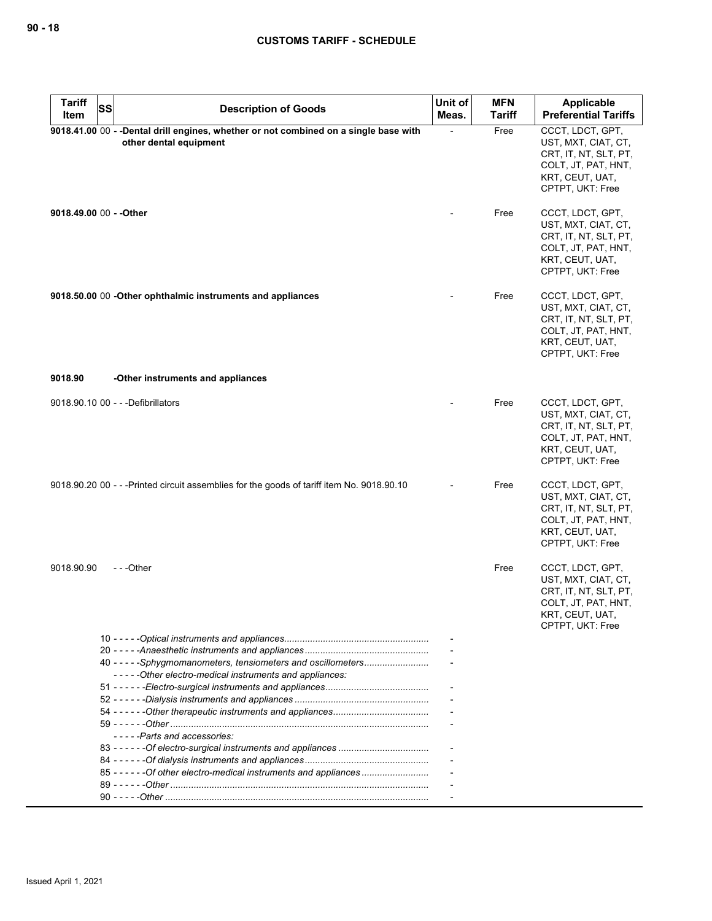## CUSTOMS TARIFF - SCHEDULE

| Tariff Item | SS | Description of Goods | Unit of Meas. | MFN Tariff | Applicable Preferential Tariffs |
|---|---|---|---|---|---|
| **9018.41.00** | 00 | **- -Dental drill engines, whether or not combined on a single base with other dental equipment** | - | Free | CCCT, LDCT, GPT, UST, MXT, CIAT, CT, CRT, IT, NT, SLT, PT, COLT, JT, PAT, HNT, KRT, CEUT, UAT, CPTPT, UKT: Free |
| **9018.49.00** | 00 | **- -Other** | - | Free | CCCT, LDCT, GPT, UST, MXT, CIAT, CT, CRT, IT, NT, SLT, PT, COLT, JT, PAT, HNT, KRT, CEUT, UAT, CPTPT, UKT: Free |
| **9018.50.00** | 00 | **-Other ophthalmic instruments and appliances** | - | Free | CCCT, LDCT, GPT, UST, MXT, CIAT, CT, CRT, IT, NT, SLT, PT, COLT, JT, PAT, HNT, KRT, CEUT, UAT, CPTPT, UKT: Free |
| **9018.90** | | **-Other instruments and appliances** | | | |
| 9018.90.10 | 00 | - - -Defibrillators | - | Free | CCCT, LDCT, GPT, UST, MXT, CIAT, CT, CRT, IT, NT, SLT, PT, COLT, JT, PAT, HNT, KRT, CEUT, UAT, CPTPT, UKT: Free |
| 9018.90.20 | 00 | - - -Printed circuit assemblies for the goods of tariff item No. 9018.90.10 | - | Free | CCCT, LDCT, GPT, UST, MXT, CIAT, CT, CRT, IT, NT, SLT, PT, COLT, JT, PAT, HNT, KRT, CEUT, UAT, CPTPT, UKT: Free |
| 9018.90.90 | | - - -Other | | Free | CCCT, LDCT, GPT, UST, MXT, CIAT, CT, CRT, IT, NT, SLT, PT, COLT, JT, PAT, HNT, KRT, CEUT, UAT, CPTPT, UKT: Free |
| | 10 | - - - - -*Optical instruments and appliances* | - | | |
| | 20 | - - - - -*Anaesthetic instruments and appliances* | - | | |
| | 40 | - - - - -*Sphygmomanometers, tensiometers and oscillometers* | - | | |
| | | - - - - -*Other electro-medical instruments and appliances:* | | | |
| | 51 | - - - - - -*Electro-surgical instruments and appliances* | - | | |
| | 52 | - - - - - -*Dialysis instruments and appliances* | - | | |
| | 54 | - - - - - -*Other therapeutic instruments and appliances* | - | | |
| | 59 | - - - - - -*Other* | - | | |
| | | - - - - -*Parts and accessories:* | | | |
| | 83 | - - - - - -*Of electro-surgical instruments and appliances* | - | | |
| | 84 | - - - - - -*Of dialysis instruments and appliances* | - | | |
| | 85 | - - - - - -*Of other electro-medical instruments and appliances* | - | | |
| | 89 | - - - - - -*Other* | - | | |
| | 90 | - - - - -*Other* | - | | |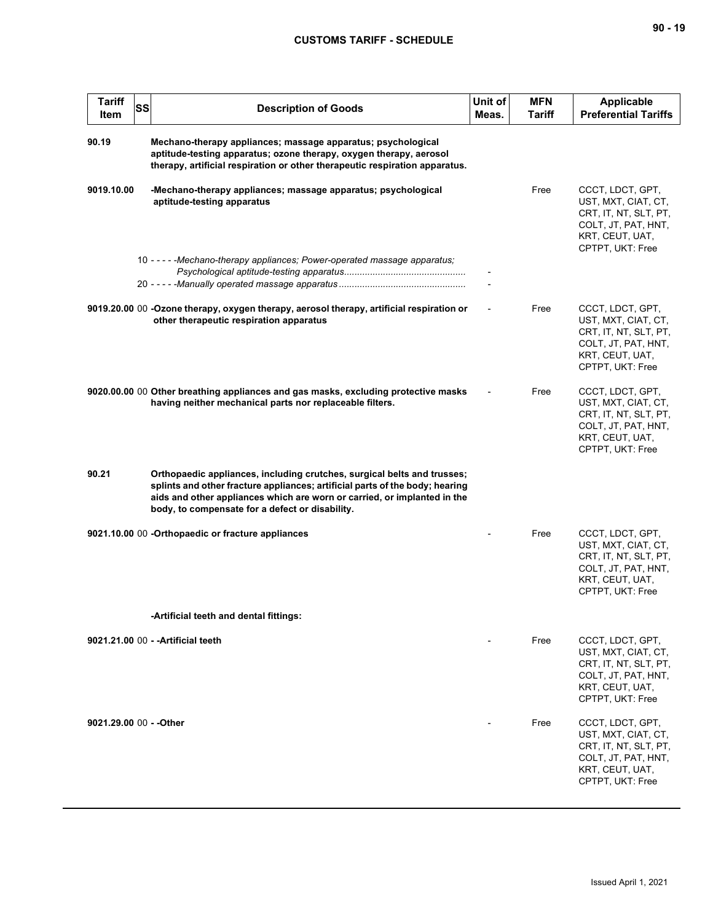| Tariff Item | SS | Description of Goods | Unit of Meas. | MFN Tariff | Applicable Preferential Tariffs |
|---|---|---|---|---|---|
| 90.19 | | **Mechano-therapy appliances; massage apparatus; psychological aptitude-testing apparatus; ozone therapy, oxygen therapy, aerosol therapy, artificial respiration or other therapeutic respiration apparatus.** | | | |
| 9019.10.00 | | **-Mechano-therapy appliances; massage apparatus; psychological aptitude-testing apparatus** | | Free | CCCT, LDCT, GPT, UST, MXT, CIAT, CT, CRT, IT, NT, SLT, PT, COLT, JT, PAT, HNT, KRT, CEUT, UAT, CPTPT, UKT: Free |
| | 10 | *-----Mechano-therapy appliances; Power-operated massage apparatus; Psychological aptitude-testing apparatus* | - | | |
| | 20 | *-----Manually operated massage apparatus* | - | | |
| 9019.20.00 | 00 | **-Ozone therapy, oxygen therapy, aerosol therapy, artificial respiration or other therapeutic respiration apparatus** | - | Free | CCCT, LDCT, GPT, UST, MXT, CIAT, CT, CRT, IT, NT, SLT, PT, COLT, JT, PAT, HNT, KRT, CEUT, UAT, CPTPT, UKT: Free |
| 9020.00.00 | 00 | **Other breathing appliances and gas masks, excluding protective masks having neither mechanical parts nor replaceable filters.** | - | Free | CCCT, LDCT, GPT, UST, MXT, CIAT, CT, CRT, IT, NT, SLT, PT, COLT, JT, PAT, HNT, KRT, CEUT, UAT, CPTPT, UKT: Free |
| 90.21 | | **Orthopaedic appliances, including crutches, surgical belts and trusses; splints and other fracture appliances; artificial parts of the body; hearing aids and other appliances which are worn or carried, or implanted in the body, to compensate for a defect or disability.** | | | |
| 9021.10.00 | 00 | **-Orthopaedic or fracture appliances** | - | Free | CCCT, LDCT, GPT, UST, MXT, CIAT, CT, CRT, IT, NT, SLT, PT, COLT, JT, PAT, HNT, KRT, CEUT, UAT, CPTPT, UKT: Free |
| | | **-Artificial teeth and dental fittings:** | | | |
| 9021.21.00 | 00 | **- -Artificial teeth** | - | Free | CCCT, LDCT, GPT, UST, MXT, CIAT, CT, CRT, IT, NT, SLT, PT, COLT, JT, PAT, HNT, KRT, CEUT, UAT, CPTPT, UKT: Free |
| 9021.29.00 | 00 | **- -Other** | - | Free | CCCT, LDCT, GPT, UST, MXT, CIAT, CT, CRT, IT, NT, SLT, PT, COLT, JT, PAT, HNT, KRT, CEUT, UAT, CPTPT, UKT: Free |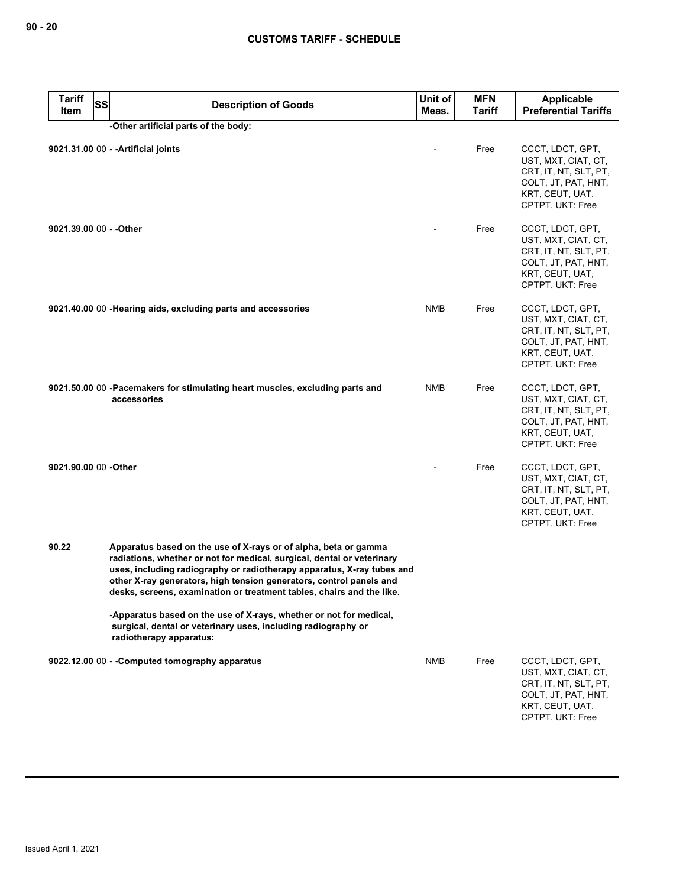| Tariff Item | SS | Description of Goods | Unit of Meas. | MFN Tariff | Applicable Preferential Tariffs |
|---|---|---|---|---|---|
| | | -Other artificial parts of the body: | | | |
| 9021.31.00 | 00 | - -Artificial joints | - | Free | CCCT, LDCT, GPT, UST, MXT, CIAT, CT, CRT, IT, NT, SLT, PT, COLT, JT, PAT, HNT, KRT, CEUT, UAT, CPTPT, UKT: Free |
| 9021.39.00 | 00 | - -Other | - | Free | CCCT, LDCT, GPT, UST, MXT, CIAT, CT, CRT, IT, NT, SLT, PT, COLT, JT, PAT, HNT, KRT, CEUT, UAT, CPTPT, UKT: Free |
| 9021.40.00 | 00 | -Hearing aids, excluding parts and accessories | NMB | Free | CCCT, LDCT, GPT, UST, MXT, CIAT, CT, CRT, IT, NT, SLT, PT, COLT, JT, PAT, HNT, KRT, CEUT, UAT, CPTPT, UKT: Free |
| 9021.50.00 | 00 | -Pacemakers for stimulating heart muscles, excluding parts and accessories | NMB | Free | CCCT, LDCT, GPT, UST, MXT, CIAT, CT, CRT, IT, NT, SLT, PT, COLT, JT, PAT, HNT, KRT, CEUT, UAT, CPTPT, UKT: Free |
| 9021.90.00 | 00 | -Other | - | Free | CCCT, LDCT, GPT, UST, MXT, CIAT, CT, CRT, IT, NT, SLT, PT, COLT, JT, PAT, HNT, KRT, CEUT, UAT, CPTPT, UKT: Free |
| 90.22 | | Apparatus based on the use of X-rays or of alpha, beta or gamma radiations, whether or not for medical, surgical, dental or veterinary uses, including radiography or radiotherapy apparatus, X-ray tubes and other X-ray generators, high tension generators, control panels and desks, screens, examination or treatment tables, chairs and the like. | | | |
| | | -Apparatus based on the use of X-rays, whether or not for medical, surgical, dental or veterinary uses, including radiography or radiotherapy apparatus: | | | |
| 9022.12.00 | 00 | - -Computed tomography apparatus | NMB | Free | CCCT, LDCT, GPT, UST, MXT, CIAT, CT, CRT, IT, NT, SLT, PT, COLT, JT, PAT, HNT, KRT, CEUT, UAT, CPTPT, UKT: Free |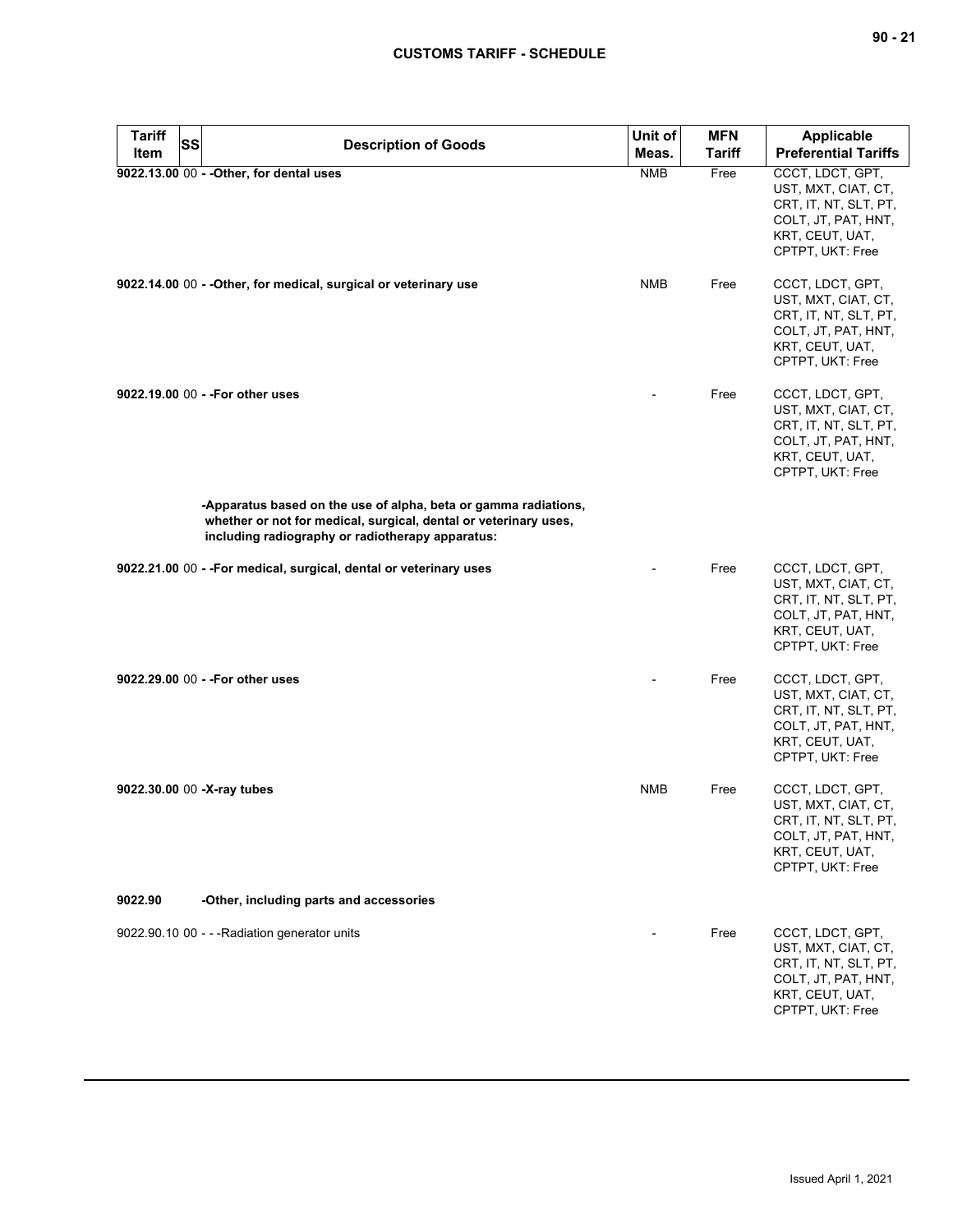| Tariff Item | SS | Description of Goods | Unit of Meas. | MFN Tariff | Applicable Preferential Tariffs |
|---|---|---|---|---|---|
| **9022.13.00** | 00 | **- -Other, for dental uses** | NMB | Free | CCCT, LDCT, GPT, UST, MXT, CIAT, CT, CRT, IT, NT, SLT, PT, COLT, JT, PAT, HNT, KRT, CEUT, UAT, CPTPT, UKT: Free |
| **9022.14.00** | 00 | **- -Other, for medical, surgical or veterinary use** | NMB | Free | CCCT, LDCT, GPT, UST, MXT, CIAT, CT, CRT, IT, NT, SLT, PT, COLT, JT, PAT, HNT, KRT, CEUT, UAT, CPTPT, UKT: Free |
| **9022.19.00** | 00 | **- -For other uses** | - | Free | CCCT, LDCT, GPT, UST, MXT, CIAT, CT, CRT, IT, NT, SLT, PT, COLT, JT, PAT, HNT, KRT, CEUT, UAT, CPTPT, UKT: Free |
| | | **-Apparatus based on the use of alpha, beta or gamma radiations, whether or not for medical, surgical, dental or veterinary uses, including radiography or radiotherapy apparatus:** | | | |
| **9022.21.00** | 00 | **- -For medical, surgical, dental or veterinary uses** | - | Free | CCCT, LDCT, GPT, UST, MXT, CIAT, CT, CRT, IT, NT, SLT, PT, COLT, JT, PAT, HNT, KRT, CEUT, UAT, CPTPT, UKT: Free |
| **9022.29.00** | 00 | **- -For other uses** | - | Free | CCCT, LDCT, GPT, UST, MXT, CIAT, CT, CRT, IT, NT, SLT, PT, COLT, JT, PAT, HNT, KRT, CEUT, UAT, CPTPT, UKT: Free |
| **9022.30.00** | 00 | **-X-ray tubes** | NMB | Free | CCCT, LDCT, GPT, UST, MXT, CIAT, CT, CRT, IT, NT, SLT, PT, COLT, JT, PAT, HNT, KRT, CEUT, UAT, CPTPT, UKT: Free |
| **9022.90** | | **-Other, including parts and accessories** | | | |
| 9022.90.10 | 00 | - - -Radiation generator units | - | Free | CCCT, LDCT, GPT, UST, MXT, CIAT, CT, CRT, IT, NT, SLT, PT, COLT, JT, PAT, HNT, KRT, CEUT, UAT, CPTPT, UKT: Free |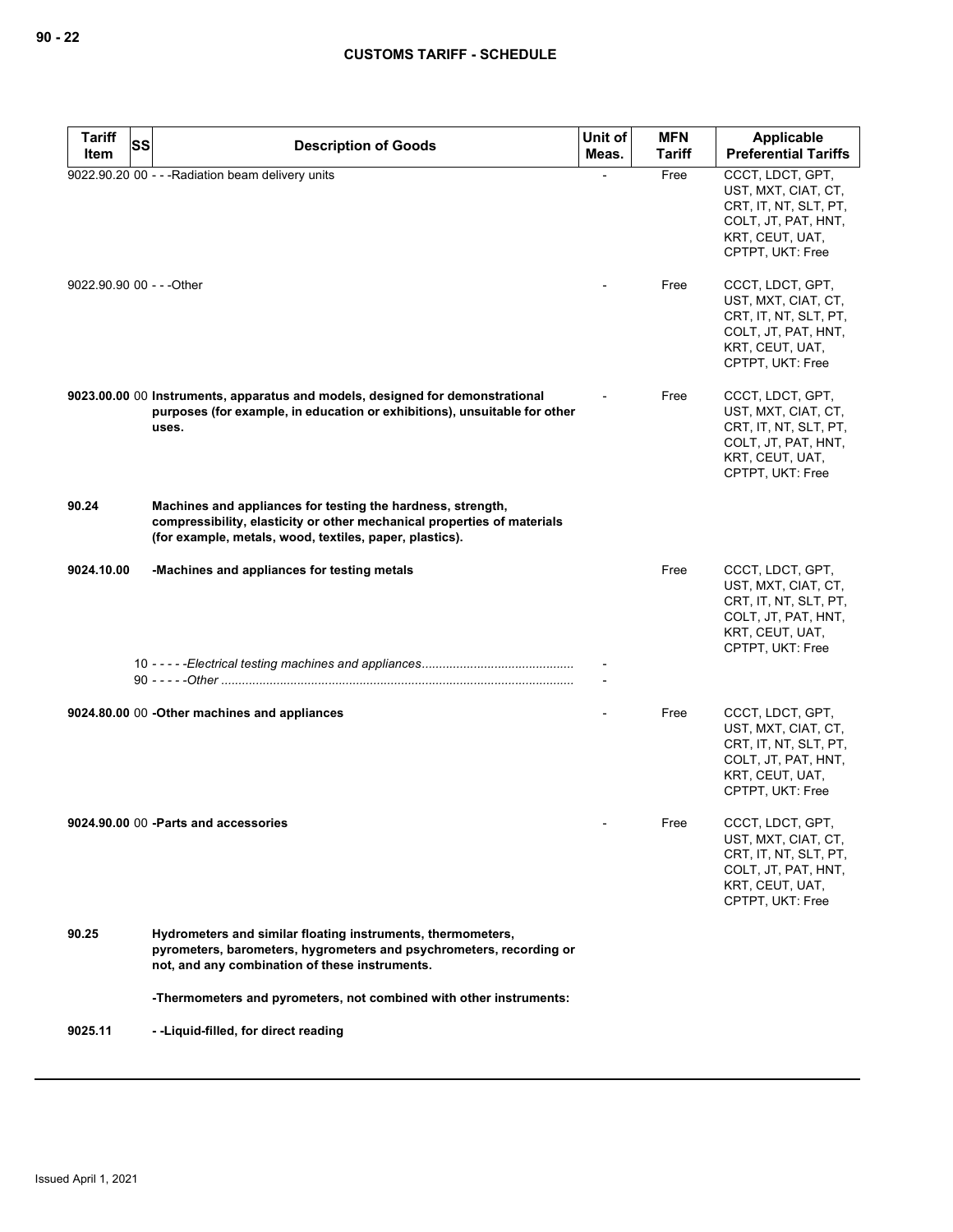| Tariff Item | SS | Description of Goods | Unit of Meas. | MFN Tariff | Applicable Preferential Tariffs |
|---|---|---|---|---|---|
| 9022.90.20 | 00 | - - -Radiation beam delivery units | - | Free | CCCT, LDCT, GPT, UST, MXT, CIAT, CT, CRT, IT, NT, SLT, PT, COLT, JT, PAT, HNT, KRT, CEUT, UAT, CPTPT, UKT: Free |
| 9022.90.90 | 00 | - - -Other | - | Free | CCCT, LDCT, GPT, UST, MXT, CIAT, CT, CRT, IT, NT, SLT, PT, COLT, JT, PAT, HNT, KRT, CEUT, UAT, CPTPT, UKT: Free |
| **9023.00.00** | 00 | **Instruments, apparatus and models, designed for demonstrational purposes (for example, in education or exhibitions), unsuitable for other uses.** | - | Free | CCCT, LDCT, GPT, UST, MXT, CIAT, CT, CRT, IT, NT, SLT, PT, COLT, JT, PAT, HNT, KRT, CEUT, UAT, CPTPT, UKT: Free |
| **90.24** | | **Machines and appliances for testing the hardness, strength, compressibility, elasticity or other mechanical properties of materials (for example, metals, wood, textiles, paper, plastics).** | | | |
| **9024.10.00** | | **-Machines and appliances for testing metals** | | Free | CCCT, LDCT, GPT, UST, MXT, CIAT, CT, CRT, IT, NT, SLT, PT, COLT, JT, PAT, HNT, KRT, CEUT, UAT, CPTPT, UKT: Free |
| | 10 | - - - - -*Electrical testing machines and appliances* | - | | |
| | 90 | - - - - -*Other* | - | | |
| **9024.80.00** | 00 | **-Other machines and appliances** | - | Free | CCCT, LDCT, GPT, UST, MXT, CIAT, CT, CRT, IT, NT, SLT, PT, COLT, JT, PAT, HNT, KRT, CEUT, UAT, CPTPT, UKT: Free |
| **9024.90.00** | 00 | **-Parts and accessories** | - | Free | CCCT, LDCT, GPT, UST, MXT, CIAT, CT, CRT, IT, NT, SLT, PT, COLT, JT, PAT, HNT, KRT, CEUT, UAT, CPTPT, UKT: Free |
| **90.25** | | **Hydrometers and similar floating instruments, thermometers, pyrometers, barometers, hygrometers and psychrometers, recording or not, and any combination of these instruments.** | | | |
| | | **-Thermometers and pyrometers, not combined with other instruments:** | | | |
| **9025.11** | | **- -Liquid-filled, for direct reading** | | | |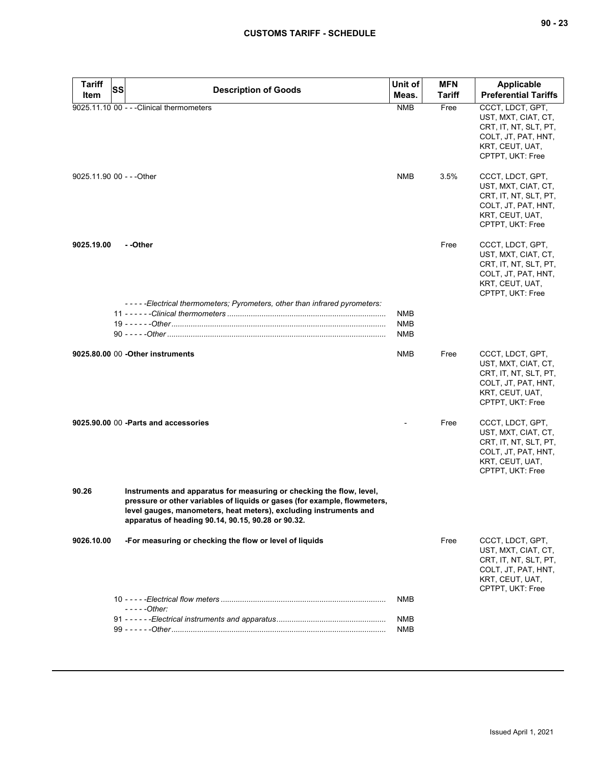| Tariff Item | SS | Description of Goods | Unit of Meas. | MFN Tariff | Applicable Preferential Tariffs |
|---|---|---|---|---|---|
| 9025.11.10 | 00 | - - -Clinical thermometers | NMB | Free | CCCT, LDCT, GPT, UST, MXT, CIAT, CT, CRT, IT, NT, SLT, PT, COLT, JT, PAT, HNT, KRT, CEUT, UAT, CPTPT, UKT: Free |
| 9025.11.90 | 00 | - - -Other | NMB | 3.5% | CCCT, LDCT, GPT, UST, MXT, CIAT, CT, CRT, IT, NT, SLT, PT, COLT, JT, PAT, HNT, KRT, CEUT, UAT, CPTPT, UKT: Free |
| **9025.19.00** | | **- -Other** | | Free | CCCT, LDCT, GPT, UST, MXT, CIAT, CT, CRT, IT, NT, SLT, PT, COLT, JT, PAT, HNT, KRT, CEUT, UAT, CPTPT, UKT: Free |
| | | *- - - - -Electrical thermometers; Pyrometers, other than infrared pyrometers:* | | | |
| | 11 | *- - - - - -Clinical thermometers* | NMB | | |
| | 19 | *- - - - - -Other* | NMB | | |
| | 90 | *- - - - -Other* | NMB | | |
| **9025.80.00** | 00 | **-Other instruments** | NMB | Free | CCCT, LDCT, GPT, UST, MXT, CIAT, CT, CRT, IT, NT, SLT, PT, COLT, JT, PAT, HNT, KRT, CEUT, UAT, CPTPT, UKT: Free |
| **9025.90.00** | 00 | **-Parts and accessories** | - | Free | CCCT, LDCT, GPT, UST, MXT, CIAT, CT, CRT, IT, NT, SLT, PT, COLT, JT, PAT, HNT, KRT, CEUT, UAT, CPTPT, UKT: Free |
| **90.26** | | **Instruments and apparatus for measuring or checking the flow, level, pressure or other variables of liquids or gases (for example, flowmeters, level gauges, manometers, heat meters), excluding instruments and apparatus of heading 90.14, 90.15, 90.28 or 90.32.** | | | |
| **9026.10.00** | | **-For measuring or checking the flow or level of liquids** | | Free | CCCT, LDCT, GPT, UST, MXT, CIAT, CT, CRT, IT, NT, SLT, PT, COLT, JT, PAT, HNT, KRT, CEUT, UAT, CPTPT, UKT: Free |
| | 10 | *- - - - -Electrical flow meters* | NMB | | |
| | | *- - - - -Other:* | | | |
| | 91 | *- - - - - -Electrical instruments and apparatus* | NMB | | |
| | 99 | *- - - - - -Other* | NMB | | |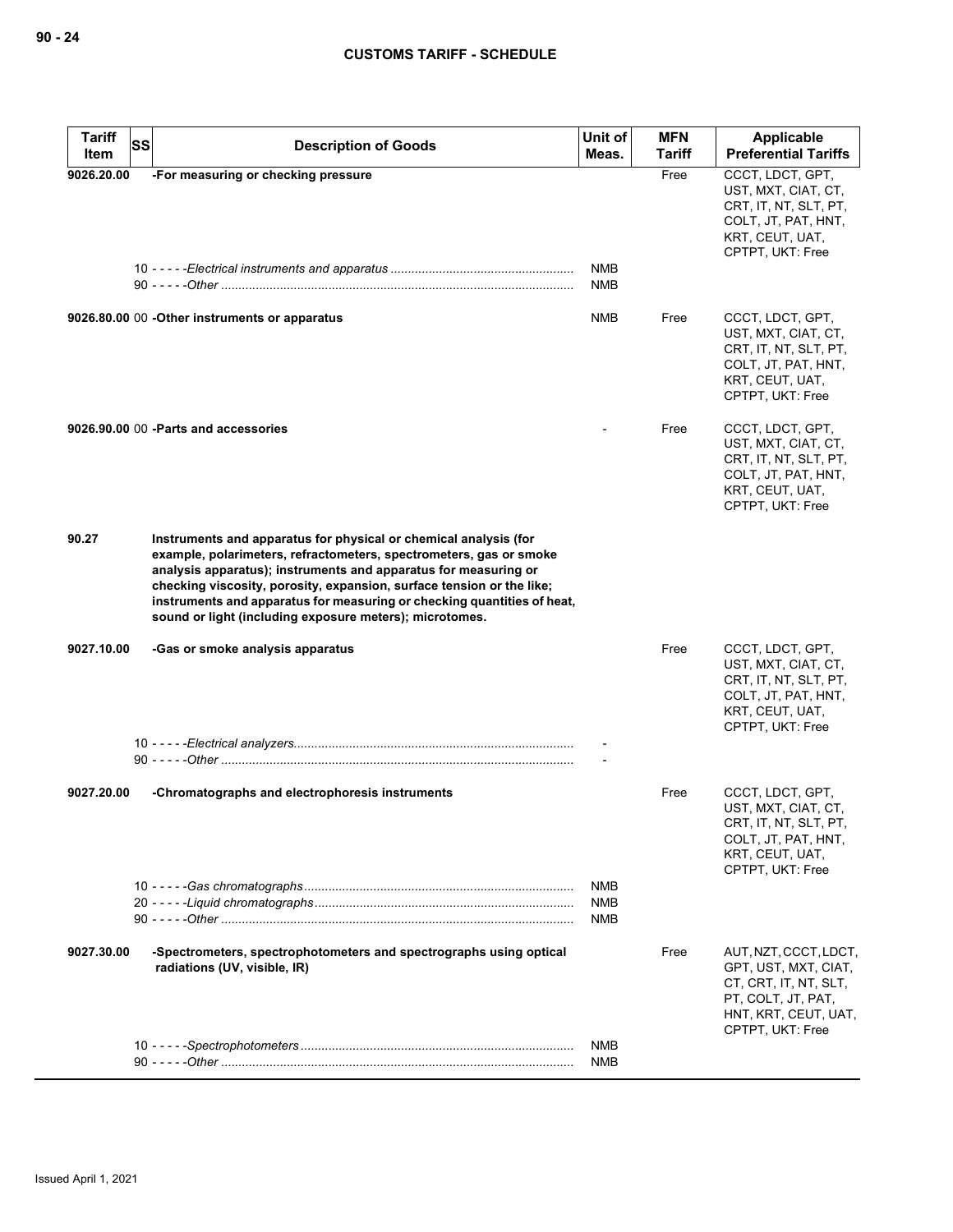| Tariff Item | SS | Description of Goods | Unit of Meas. | MFN Tariff | Applicable Preferential Tariffs |
|---|---|---|---|---|---|
| 9026.20.00 | | -For measuring or checking pressure | | Free | CCCT, LDCT, GPT, UST, MXT, CIAT, CT, CRT, IT, NT, SLT, PT, COLT, JT, PAT, HNT, KRT, CEUT, UAT, CPTPT, UKT: Free |
| | 10 | - - - - -*Electrical instruments and apparatus* | NMB | | |
| | 90 | - - - - -*Other* | NMB | | |
| 9026.80.00 | 00 | -Other instruments or apparatus | NMB | Free | CCCT, LDCT, GPT, UST, MXT, CIAT, CT, CRT, IT, NT, SLT, PT, COLT, JT, PAT, HNT, KRT, CEUT, UAT, CPTPT, UKT: Free |
| 9026.90.00 | 00 | -Parts and accessories | - | Free | CCCT, LDCT, GPT, UST, MXT, CIAT, CT, CRT, IT, NT, SLT, PT, COLT, JT, PAT, HNT, KRT, CEUT, UAT, CPTPT, UKT: Free |
| 90.27 | | **Instruments and apparatus for physical or chemical analysis (for example, polarimeters, refractometers, spectrometers, gas or smoke analysis apparatus); instruments and apparatus for measuring or checking viscosity, porosity, expansion, surface tension or the like; instruments and apparatus for measuring or checking quantities of heat, sound or light (including exposure meters); microtomes.** | | | |
| 9027.10.00 | | -Gas or smoke analysis apparatus | | Free | CCCT, LDCT, GPT, UST, MXT, CIAT, CT, CRT, IT, NT, SLT, PT, COLT, JT, PAT, HNT, KRT, CEUT, UAT, CPTPT, UKT: Free |
| | 10 | - - - - -*Electrical analyzers* | - | | |
| | 90 | - - - - -*Other* | - | | |
| 9027.20.00 | | -Chromatographs and electrophoresis instruments | | Free | CCCT, LDCT, GPT, UST, MXT, CIAT, CT, CRT, IT, NT, SLT, PT, COLT, JT, PAT, HNT, KRT, CEUT, UAT, CPTPT, UKT: Free |
| | 10 | - - - - -*Gas chromatographs* | NMB | | |
| | 20 | - - - - -*Liquid chromatographs* | NMB | | |
| | 90 | - - - - -*Other* | NMB | | |
| 9027.30.00 | | -Spectrometers, spectrophotometers and spectrographs using optical radiations (UV, visible, IR) | | Free | AUT, NZT, CCCT, LDCT, GPT, UST, MXT, CIAT, CT, CRT, IT, NT, SLT, PT, COLT, JT, PAT, HNT, KRT, CEUT, UAT, CPTPT, UKT: Free |
| | 10 | - - - - -*Spectrophotometers* | NMB | | |
| | 90 | - - - - -*Other* | NMB | | |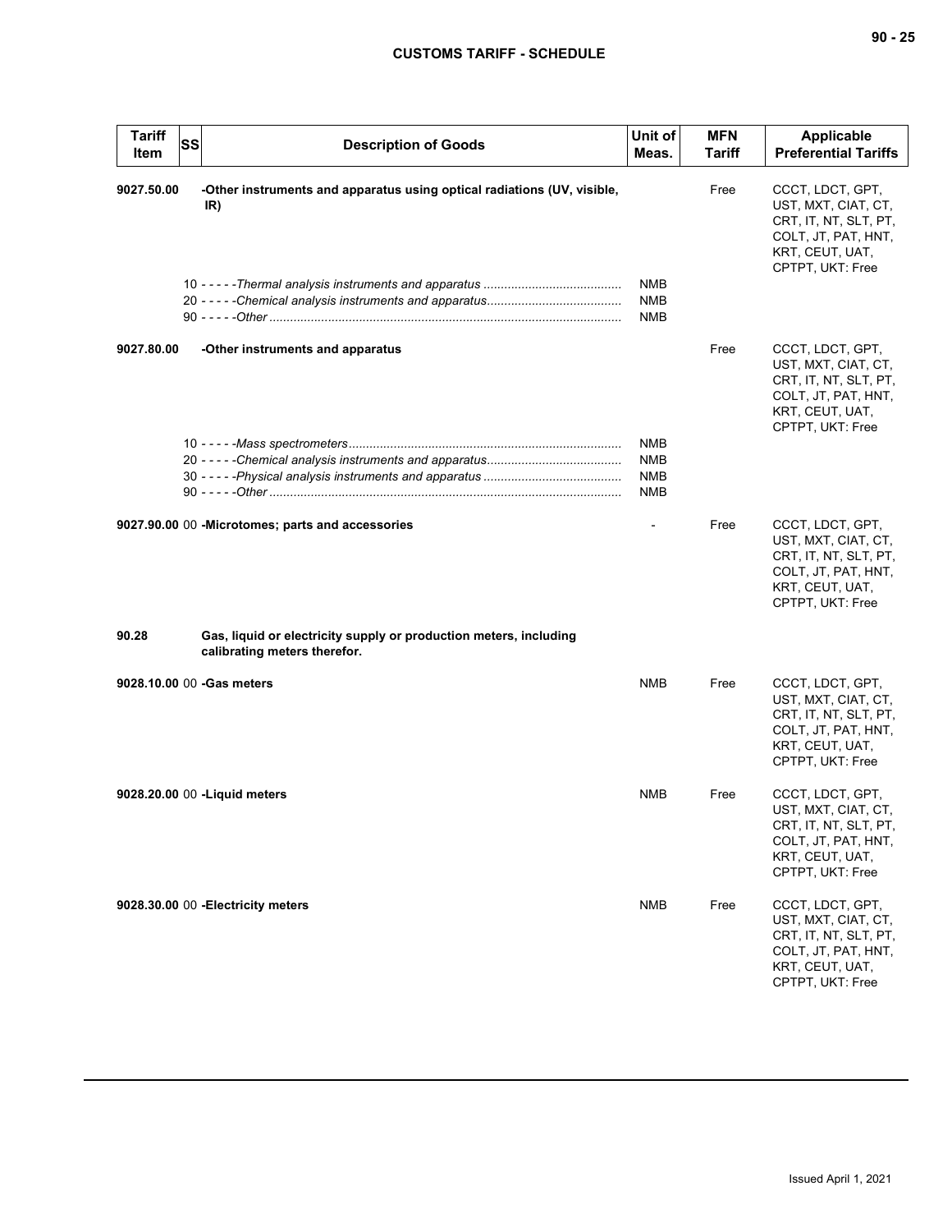| Tariff Item | SS | Description of Goods | Unit of Meas. | MFN Tariff | Applicable Preferential Tariffs |
|---|---|---|---|---|---|
| 9027.50.00 | | **-Other instruments and apparatus using optical radiations (UV, visible, IR)** | | Free | CCCT, LDCT, GPT, UST, MXT, CIAT, CT, CRT, IT, NT, SLT, PT, COLT, JT, PAT, HNT, KRT, CEUT, UAT, CPTPT, UKT: Free |
| | | 10 - - - - -*Thermal analysis instruments and apparatus* | NMB | | |
| | | 20 - - - - -*Chemical analysis instruments and apparatus* | NMB | | |
| | | 90 - - - - -*Other* | NMB | | |
| 9027.80.00 | | **-Other instruments and apparatus** | | Free | CCCT, LDCT, GPT, UST, MXT, CIAT, CT, CRT, IT, NT, SLT, PT, COLT, JT, PAT, HNT, KRT, CEUT, UAT, CPTPT, UKT: Free |
| | | 10 - - - - -*Mass spectrometers* | NMB | | |
| | | 20 - - - - -*Chemical analysis instruments and apparatus* | NMB | | |
| | | 30 - - - - -*Physical analysis instruments and apparatus* | NMB | | |
| | | 90 - - - - -*Other* | NMB | | |
| 9027.90.00 | 00 | **-Microtomes; parts and accessories** | - | Free | CCCT, LDCT, GPT, UST, MXT, CIAT, CT, CRT, IT, NT, SLT, PT, COLT, JT, PAT, HNT, KRT, CEUT, UAT, CPTPT, UKT: Free |
| 90.28 | | **Gas, liquid or electricity supply or production meters, including calibrating meters therefor.** | | | |
| 9028.10.00 | 00 | **-Gas meters** | NMB | Free | CCCT, LDCT, GPT, UST, MXT, CIAT, CT, CRT, IT, NT, SLT, PT, COLT, JT, PAT, HNT, KRT, CEUT, UAT, CPTPT, UKT: Free |
| 9028.20.00 | 00 | **-Liquid meters** | NMB | Free | CCCT, LDCT, GPT, UST, MXT, CIAT, CT, CRT, IT, NT, SLT, PT, COLT, JT, PAT, HNT, KRT, CEUT, UAT, CPTPT, UKT: Free |
| 9028.30.00 | 00 | **-Electricity meters** | NMB | Free | CCCT, LDCT, GPT, UST, MXT, CIAT, CT, CRT, IT, NT, SLT, PT, COLT, JT, PAT, HNT, KRT, CEUT, UAT, CPTPT, UKT: Free |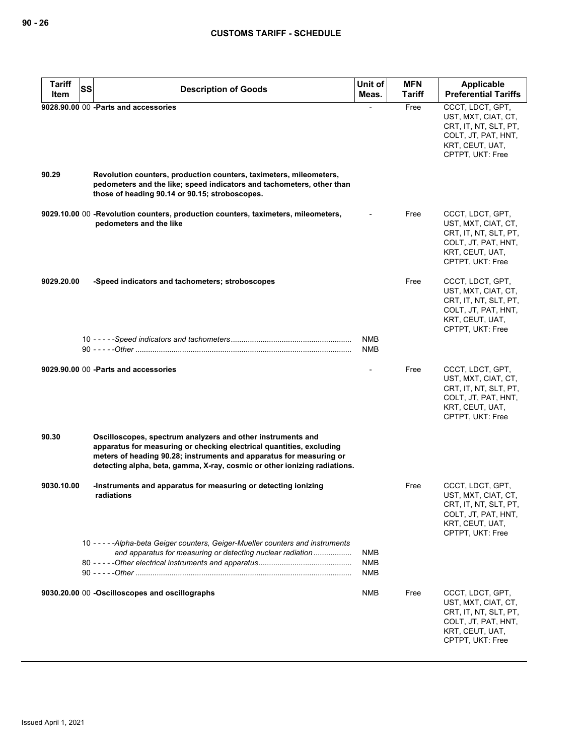| Tariff Item | SS | Description of Goods | Unit of Meas. | MFN Tariff | Applicable Preferential Tariffs |
|---|---|---|---|---|---|
| 9028.90.00 | 00 | **-Parts and accessories** | - | Free | CCCT, LDCT, GPT, UST, MXT, CIAT, CT, CRT, IT, NT, SLT, PT, COLT, JT, PAT, HNT, KRT, CEUT, UAT, CPTPT, UKT: Free |
| **90.29** | | **Revolution counters, production counters, taximeters, mileometers, pedometers and the like; speed indicators and tachometers, other than those of heading 90.14 or 90.15; stroboscopes.** | | | |
| 9029.10.00 | 00 | **-Revolution counters, production counters, taximeters, mileometers, pedometers and the like** | - | Free | CCCT, LDCT, GPT, UST, MXT, CIAT, CT, CRT, IT, NT, SLT, PT, COLT, JT, PAT, HNT, KRT, CEUT, UAT, CPTPT, UKT: Free |
| 9029.20.00 | | **-Speed indicators and tachometers; stroboscopes** | | Free | CCCT, LDCT, GPT, UST, MXT, CIAT, CT, CRT, IT, NT, SLT, PT, COLT, JT, PAT, HNT, KRT, CEUT, UAT, CPTPT, UKT: Free |
| | 10 | - - - - -*Speed indicators and tachometers* | NMB | | |
| | 90 | - - - - -*Other* | NMB | | |
| 9029.90.00 | 00 | **-Parts and accessories** | - | Free | CCCT, LDCT, GPT, UST, MXT, CIAT, CT, CRT, IT, NT, SLT, PT, COLT, JT, PAT, HNT, KRT, CEUT, UAT, CPTPT, UKT: Free |
| **90.30** | | **Oscilloscopes, spectrum analyzers and other instruments and apparatus for measuring or checking electrical quantities, excluding meters of heading 90.28; instruments and apparatus for measuring or detecting alpha, beta, gamma, X-ray, cosmic or other ionizing radiations.** | | | |
| 9030.10.00 | | **-Instruments and apparatus for measuring or detecting ionizing radiations** | | Free | CCCT, LDCT, GPT, UST, MXT, CIAT, CT, CRT, IT, NT, SLT, PT, COLT, JT, PAT, HNT, KRT, CEUT, UAT, CPTPT, UKT: Free |
| | 10 | - - - - -*Alpha-beta Geiger counters, Geiger-Mueller counters and instruments and apparatus for measuring or detecting nuclear radiation* | NMB | | |
| | 80 | - - - - -*Other electrical instruments and apparatus* | NMB | | |
| | 90 | - - - - -*Other* | NMB | | |
| 9030.20.00 | 00 | **-Oscilloscopes and oscillographs** | NMB | Free | CCCT, LDCT, GPT, UST, MXT, CIAT, CT, CRT, IT, NT, SLT, PT, COLT, JT, PAT, HNT, KRT, CEUT, UAT, CPTPT, UKT: Free |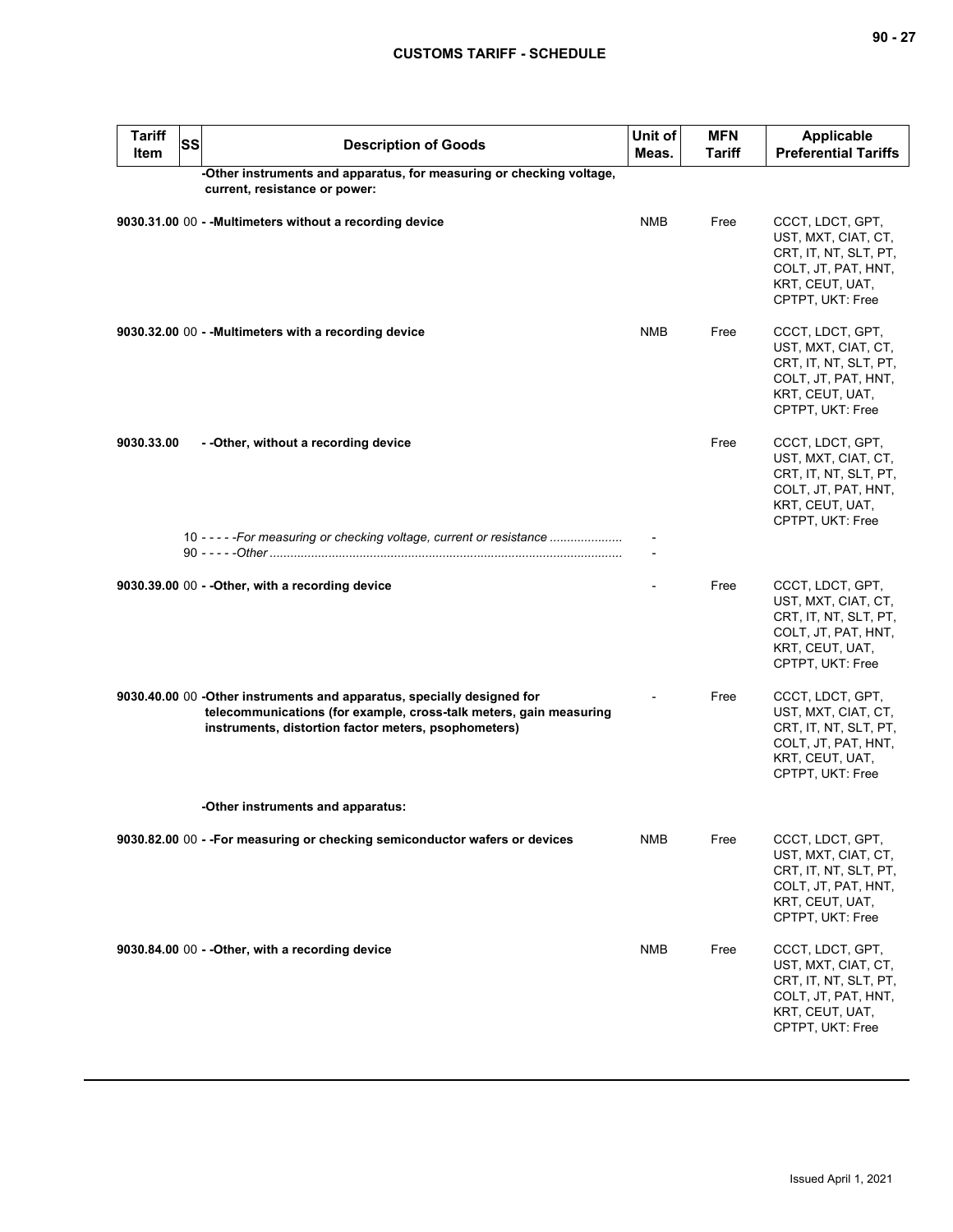| Tariff Item | SS | Description of Goods | Unit of Meas. | MFN Tariff | Applicable Preferential Tariffs |
|---|---|---|---|---|---|
| | | **-Other instruments and apparatus, for measuring or checking voltage, current, resistance or power:** | | | |
| **9030.31.00** | 00 | **- -Multimeters without a recording device** | NMB | Free | CCCT, LDCT, GPT, UST, MXT, CIAT, CT, CRT, IT, NT, SLT, PT, COLT, JT, PAT, HNT, KRT, CEUT, UAT, CPTPT, UKT: Free |
| **9030.32.00** | 00 | **- -Multimeters with a recording device** | NMB | Free | CCCT, LDCT, GPT, UST, MXT, CIAT, CT, CRT, IT, NT, SLT, PT, COLT, JT, PAT, HNT, KRT, CEUT, UAT, CPTPT, UKT: Free |
| **9030.33.00** | | **- -Other, without a recording device** | | Free | CCCT, LDCT, GPT, UST, MXT, CIAT, CT, CRT, IT, NT, SLT, PT, COLT, JT, PAT, HNT, KRT, CEUT, UAT, CPTPT, UKT: Free |
| | 10 | - - - - -*For measuring or checking voltage, current or resistance* | - | | |
| | 90 | - - - - -*Other* | - | | |
| **9030.39.00** | 00 | **- -Other, with a recording device** | - | Free | CCCT, LDCT, GPT, UST, MXT, CIAT, CT, CRT, IT, NT, SLT, PT, COLT, JT, PAT, HNT, KRT, CEUT, UAT, CPTPT, UKT: Free |
| **9030.40.00** | 00 | **-Other instruments and apparatus, specially designed for telecommunications (for example, cross-talk meters, gain measuring instruments, distortion factor meters, psophometers)** | - | Free | CCCT, LDCT, GPT, UST, MXT, CIAT, CT, CRT, IT, NT, SLT, PT, COLT, JT, PAT, HNT, KRT, CEUT, UAT, CPTPT, UKT: Free |
| | | **-Other instruments and apparatus:** | | | |
| **9030.82.00** | 00 | **- -For measuring or checking semiconductor wafers or devices** | NMB | Free | CCCT, LDCT, GPT, UST, MXT, CIAT, CT, CRT, IT, NT, SLT, PT, COLT, JT, PAT, HNT, KRT, CEUT, UAT, CPTPT, UKT: Free |
| **9030.84.00** | 00 | **- -Other, with a recording device** | NMB | Free | CCCT, LDCT, GPT, UST, MXT, CIAT, CT, CRT, IT, NT, SLT, PT, COLT, JT, PAT, HNT, KRT, CEUT, UAT, CPTPT, UKT: Free |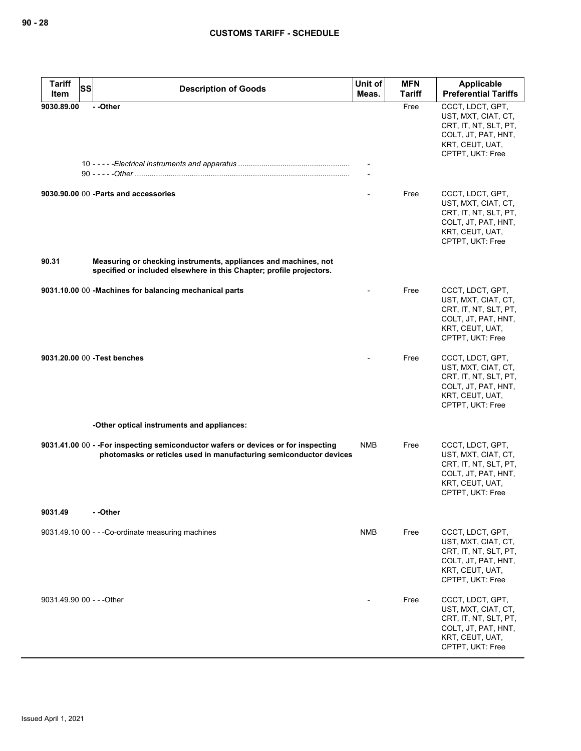| Tariff Item | SS | Description of Goods | Unit of Meas. | MFN Tariff | Applicable Preferential Tariffs |
|---|---|---|---|---|---|
| **9030.89.00** | | **- -Other** | | Free | CCCT, LDCT, GPT, UST, MXT, CIAT, CT, CRT, IT, NT, SLT, PT, COLT, JT, PAT, HNT, KRT, CEUT, UAT, CPTPT, UKT: Free |
| | 10 | - - - - -*Electrical instruments and apparatus* | - | | |
| | 90 | - - - - -*Other* | - | | |
| **9030.90.00** | 00 | **-Parts and accessories** | - | Free | CCCT, LDCT, GPT, UST, MXT, CIAT, CT, CRT, IT, NT, SLT, PT, COLT, JT, PAT, HNT, KRT, CEUT, UAT, CPTPT, UKT: Free |
| **90.31** | | **Measuring or checking instruments, appliances and machines, not specified or included elsewhere in this Chapter; profile projectors.** | | | |
| **9031.10.00** | 00 | **-Machines for balancing mechanical parts** | - | Free | CCCT, LDCT, GPT, UST, MXT, CIAT, CT, CRT, IT, NT, SLT, PT, COLT, JT, PAT, HNT, KRT, CEUT, UAT, CPTPT, UKT: Free |
| **9031.20.00** | 00 | **-Test benches** | - | Free | CCCT, LDCT, GPT, UST, MXT, CIAT, CT, CRT, IT, NT, SLT, PT, COLT, JT, PAT, HNT, KRT, CEUT, UAT, CPTPT, UKT: Free |
| | | **-Other optical instruments and appliances:** | | | |
| **9031.41.00** | 00 | **- -For inspecting semiconductor wafers or devices or for inspecting photomasks or reticles used in manufacturing semiconductor devices** | NMB | Free | CCCT, LDCT, GPT, UST, MXT, CIAT, CT, CRT, IT, NT, SLT, PT, COLT, JT, PAT, HNT, KRT, CEUT, UAT, CPTPT, UKT: Free |
| **9031.49** | | **- -Other** | | | |
| 9031.49.10 | 00 | - - -Co-ordinate measuring machines | NMB | Free | CCCT, LDCT, GPT, UST, MXT, CIAT, CT, CRT, IT, NT, SLT, PT, COLT, JT, PAT, HNT, KRT, CEUT, UAT, CPTPT, UKT: Free |
| 9031.49.90 | 00 | - - -Other | - | Free | CCCT, LDCT, GPT, UST, MXT, CIAT, CT, CRT, IT, NT, SLT, PT, COLT, JT, PAT, HNT, KRT, CEUT, UAT, CPTPT, UKT: Free |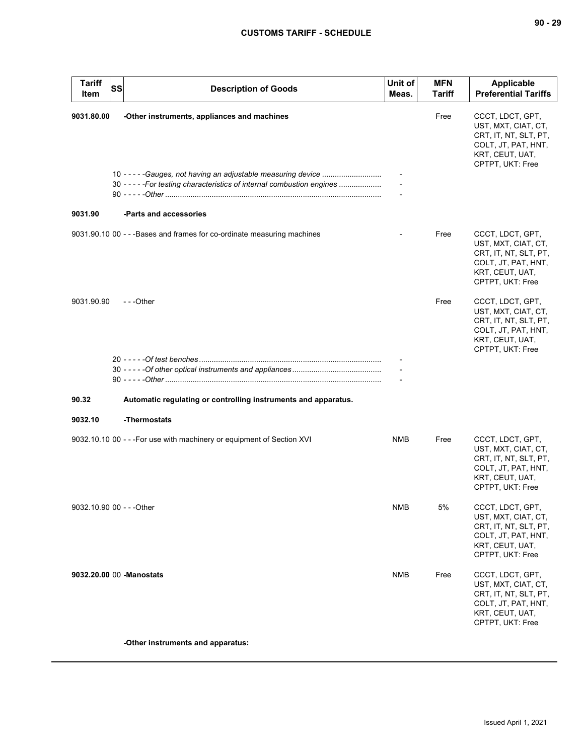| Tariff Item | SS | Description of Goods | Unit of Meas. | MFN Tariff | Applicable Preferential Tariffs |
|---|---|---|---|---|---|
| **9031.80.00** | | **-Other instruments, appliances and machines** | | Free | CCCT, LDCT, GPT, UST, MXT, CIAT, CT, CRT, IT, NT, SLT, PT, COLT, JT, PAT, HNT, KRT, CEUT, UAT, CPTPT, UKT: Free |
| | 10 | - - - - -*Gauges, not having an adjustable measuring device* | - | | |
| | 30 | - - - - -*For testing characteristics of internal combustion engines* | - | | |
| | 90 | - - - - -*Other* | - | | |
| **9031.90** | | **-Parts and accessories** | | | |
| 9031.90.10 | 00 | - - -Bases and frames for co-ordinate measuring machines | - | Free | CCCT, LDCT, GPT, UST, MXT, CIAT, CT, CRT, IT, NT, SLT, PT, COLT, JT, PAT, HNT, KRT, CEUT, UAT, CPTPT, UKT: Free |
| 9031.90.90 | | - - -Other | | Free | CCCT, LDCT, GPT, UST, MXT, CIAT, CT, CRT, IT, NT, SLT, PT, COLT, JT, PAT, HNT, KRT, CEUT, UAT, CPTPT, UKT: Free |
| | 20 | - - - - -*Of test benches* | - | | |
| | 30 | - - - - -*Of other optical instruments and appliances* | - | | |
| | 90 | - - - - -*Other* | - | | |
| **90.32** | | **Automatic regulating or controlling instruments and apparatus.** | | | |
| **9032.10** | | **-Thermostats** | | | |
| 9032.10.10 | 00 | - - -For use with machinery or equipment of Section XVI | NMB | Free | CCCT, LDCT, GPT, UST, MXT, CIAT, CT, CRT, IT, NT, SLT, PT, COLT, JT, PAT, HNT, KRT, CEUT, UAT, CPTPT, UKT: Free |
| 9032.10.90 | 00 | - - -Other | NMB | 5% | CCCT, LDCT, GPT, UST, MXT, CIAT, CT, CRT, IT, NT, SLT, PT, COLT, JT, PAT, HNT, KRT, CEUT, UAT, CPTPT, UKT: Free |
| **9032.20.00** | 00 | **-Manostats** | NMB | Free | CCCT, LDCT, GPT, UST, MXT, CIAT, CT, CRT, IT, NT, SLT, PT, COLT, JT, PAT, HNT, KRT, CEUT, UAT, CPTPT, UKT: Free |
| | | **-Other instruments and apparatus:** | | | |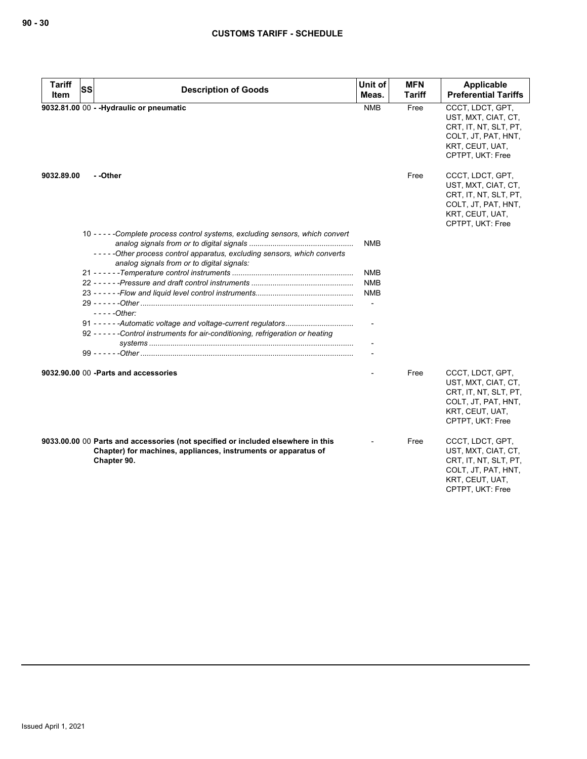| Tariff Item | SS | Description of Goods | Unit of Meas. | MFN Tariff | Applicable Preferential Tariffs |
|---|---|---|---|---|---|
| 9032.81.00 | 00 | **- -Hydraulic or pneumatic** | NMB | Free | CCCT, LDCT, GPT, UST, MXT, CIAT, CT, CRT, IT, NT, SLT, PT, COLT, JT, PAT, HNT, KRT, CEUT, UAT, CPTPT, UKT: Free |
| 9032.89.00 | | **- -Other** | | Free | CCCT, LDCT, GPT, UST, MXT, CIAT, CT, CRT, IT, NT, SLT, PT, COLT, JT, PAT, HNT, KRT, CEUT, UAT, CPTPT, UKT: Free |
| | 10 | - - - - -*Complete process control systems, excluding sensors, which convert analog signals from or to digital signals* | NMB | | |
| | | - - - - -*Other process control apparatus, excluding sensors, which converts analog signals from or to digital signals:* | | | |
| | 21 | - - - - - -*Temperature control instruments* | NMB | | |
| | 22 | - - - - - -*Pressure and draft control instruments* | NMB | | |
| | 23 | - - - - - -*Flow and liquid level control instruments* | NMB | | |
| | 29 | - - - - - -*Other* | - | | |
| | | - - - - -*Other:* | | | |
| | 91 | - - - - - -*Automatic voltage and voltage-current regulators* | - | | |
| | 92 | - - - - - -*Control instruments for air-conditioning, refrigeration or heating systems* | - | | |
| | 99 | - - - - - -*Other* | - | | |
| 9032.90.00 | 00 | **-Parts and accessories** | - | Free | CCCT, LDCT, GPT, UST, MXT, CIAT, CT, CRT, IT, NT, SLT, PT, COLT, JT, PAT, HNT, KRT, CEUT, UAT, CPTPT, UKT: Free |
| 9033.00.00 | 00 | **Parts and accessories (not specified or included elsewhere in this Chapter) for machines, appliances, instruments or apparatus of Chapter 90.** | - | Free | CCCT, LDCT, GPT, UST, MXT, CIAT, CT, CRT, IT, NT, SLT, PT, COLT, JT, PAT, HNT, KRT, CEUT, UAT, CPTPT, UKT: Free |